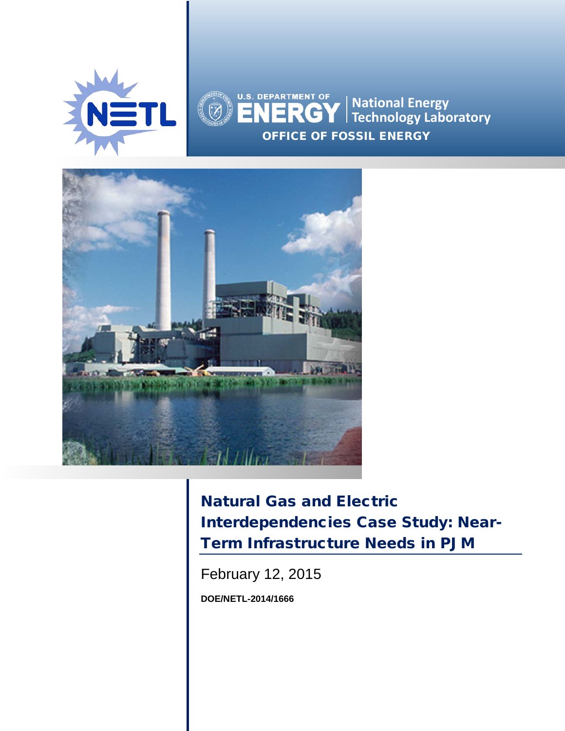U.S. DEPARTMENT OF ENERGY | National Energy Technology Laboratory

OFFICE OF FOSSIL ENERGY

# Natural Gas and Electric Interdependencies Case Study: Near-Term Infrastructure Needs in PJM

February 12, 2015

**DOE/NETL-2014/1666**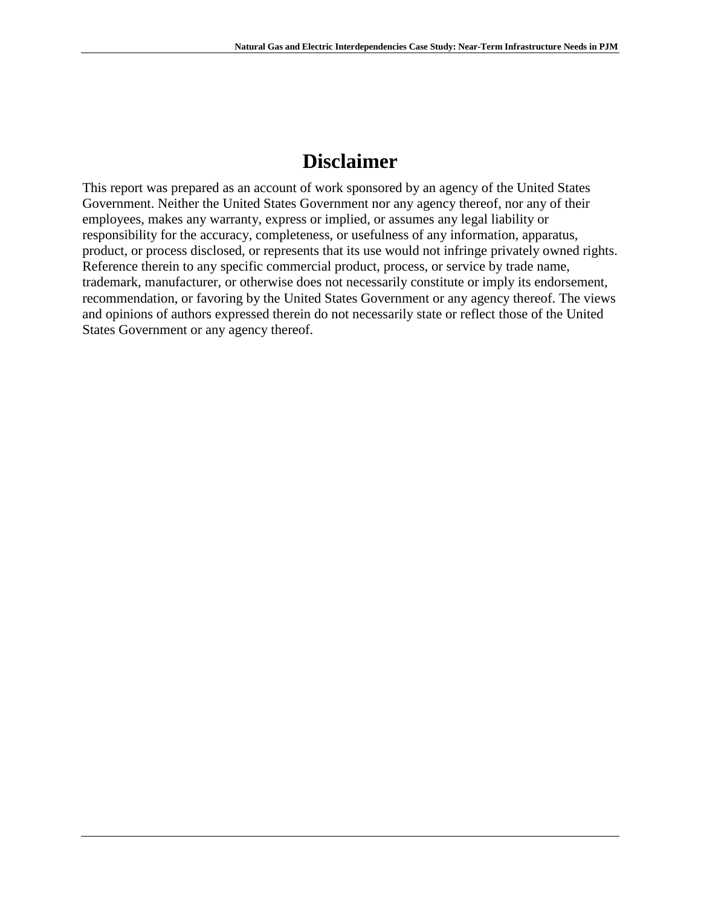# Disclaimer

This report was prepared as an account of work sponsored by an agency of the United States Government. Neither the United States Government nor any agency thereof, nor any of their employees, makes any warranty, express or implied, or assumes any legal liability or responsibility for the accuracy, completeness, or usefulness of any information, apparatus, product, or process disclosed, or represents that its use would not infringe privately owned rights. Reference therein to any specific commercial product, process, or service by trade name, trademark, manufacturer, or otherwise does not necessarily constitute or imply its endorsement, recommendation, or favoring by the United States Government or any agency thereof. The views and opinions of authors expressed therein do not necessarily state or reflect those of the United States Government or any agency thereof.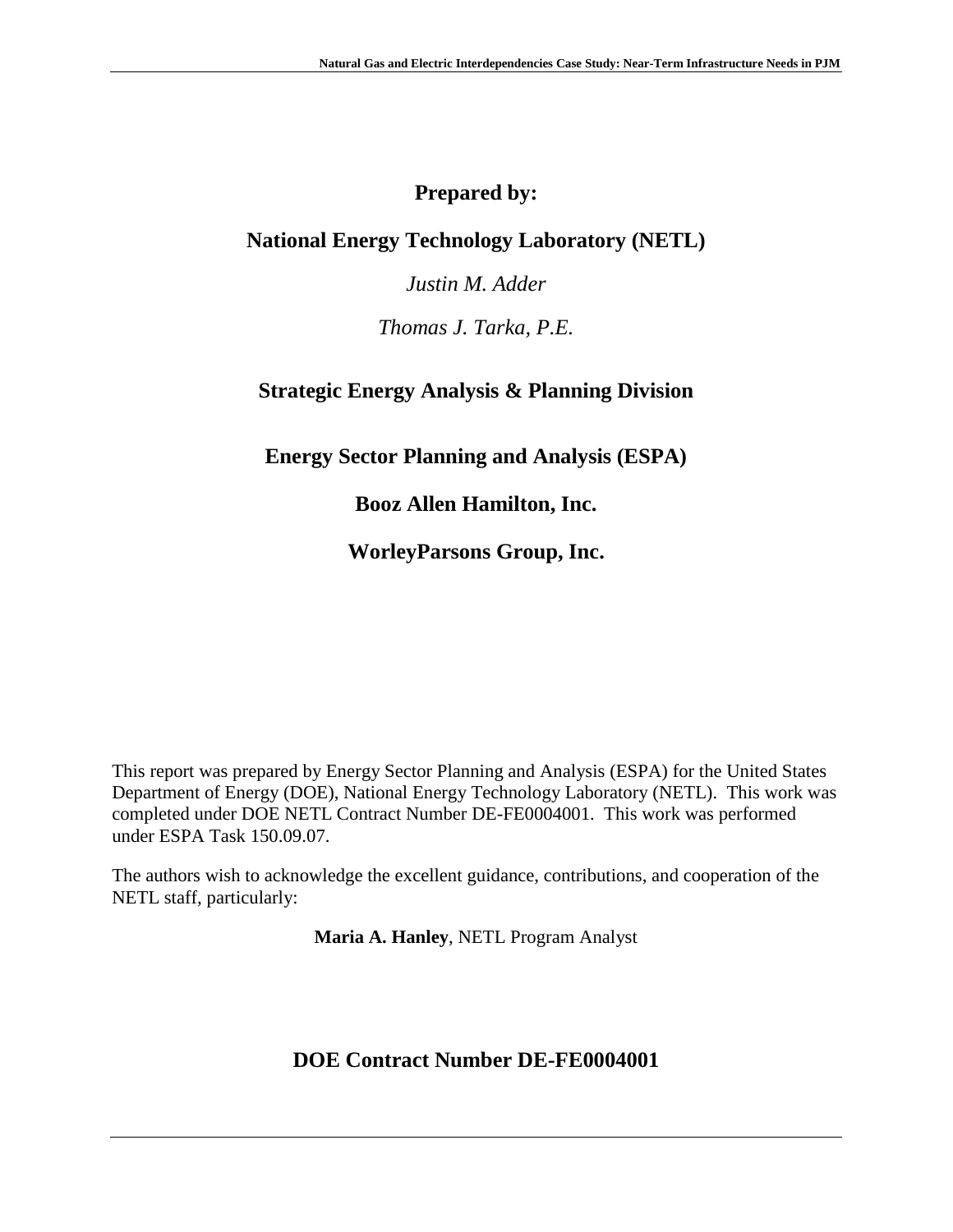**Prepared by:**

**National Energy Technology Laboratory (NETL)**

*Justin M. Adder*

*Thomas J. Tarka, P.E.*

**Strategic Energy Analysis & Planning Division**

**Energy Sector Planning and Analysis (ESPA)**

**Booz Allen Hamilton, Inc.**

**WorleyParsons Group, Inc.**

This report was prepared by Energy Sector Planning and Analysis (ESPA) for the United States Department of Energy (DOE), National Energy Technology Laboratory (NETL). This work was completed under DOE NETL Contract Number DE-FE0004001. This work was performed under ESPA Task 150.09.07.

The authors wish to acknowledge the excellent guidance, contributions, and cooperation of the NETL staff, particularly:

**Maria A. Hanley**, NETL Program Analyst

**DOE Contract Number DE-FE0004001**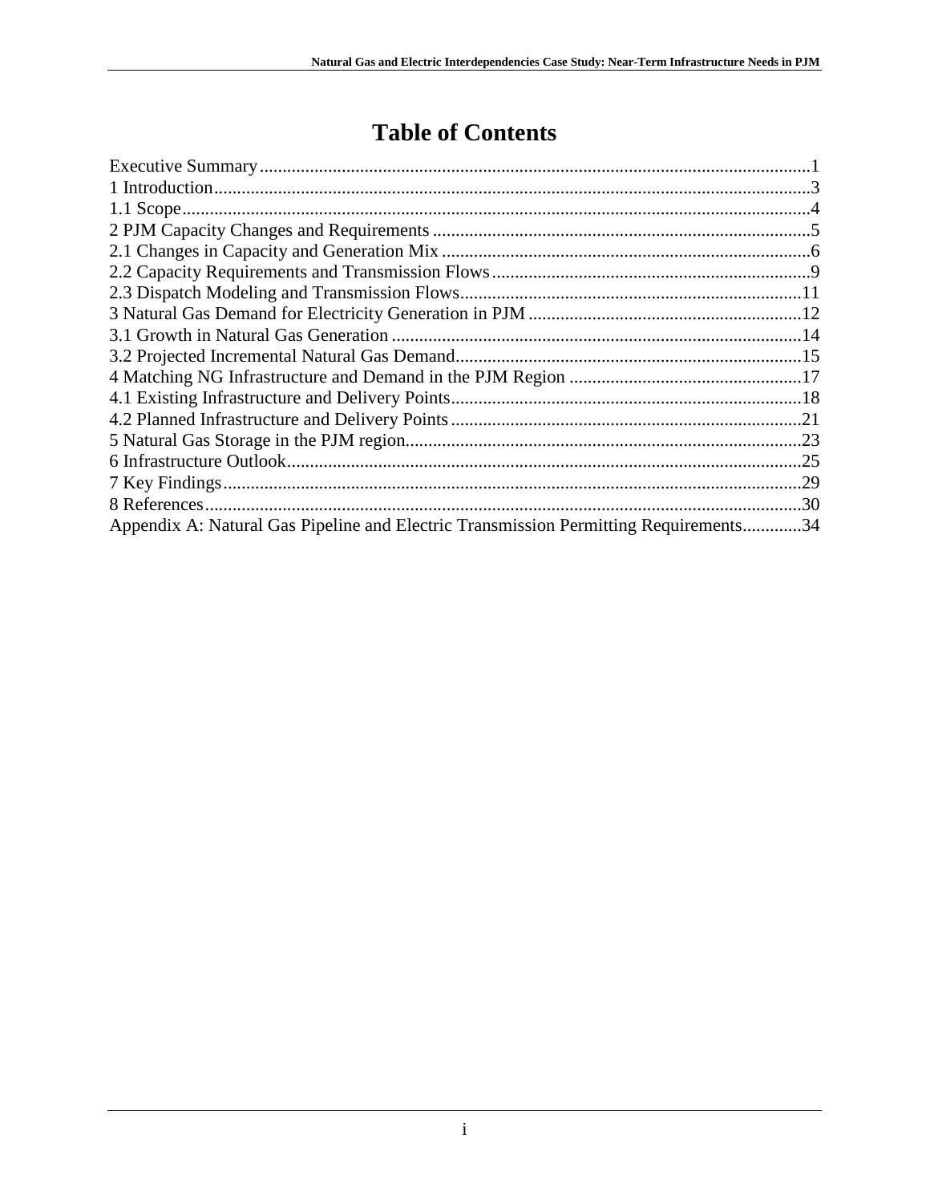# Table of Contents

Executive Summary........................................................................................................................1
1 Introduction..................................................................................................................................3
1.1 Scope.........................................................................................................................................4
2 PJM Capacity Changes and Requirements ..................................................................................5
2.1 Changes in Capacity and Generation Mix .................................................................................6
2.2 Capacity Requirements and Transmission Flows ......................................................................9
2.3 Dispatch Modeling and Transmission Flows...........................................................................11
3 Natural Gas Demand for Electricity Generation in PJM ............................................................12
3.1 Growth in Natural Gas Generation ..........................................................................................14
3.2 Projected Incremental Natural Gas Demand............................................................................15
4 Matching NG Infrastructure and Demand in the PJM Region ...................................................17
4.1 Existing Infrastructure and Delivery Points.............................................................................18
4.2 Planned Infrastructure and Delivery Points .............................................................................21
5 Natural Gas Storage in the PJM region......................................................................................23
6 Infrastructure Outlook................................................................................................................25
7 Key Findings..............................................................................................................................29
8 References..................................................................................................................................30
Appendix A: Natural Gas Pipeline and Electric Transmission Permitting Requirements.............34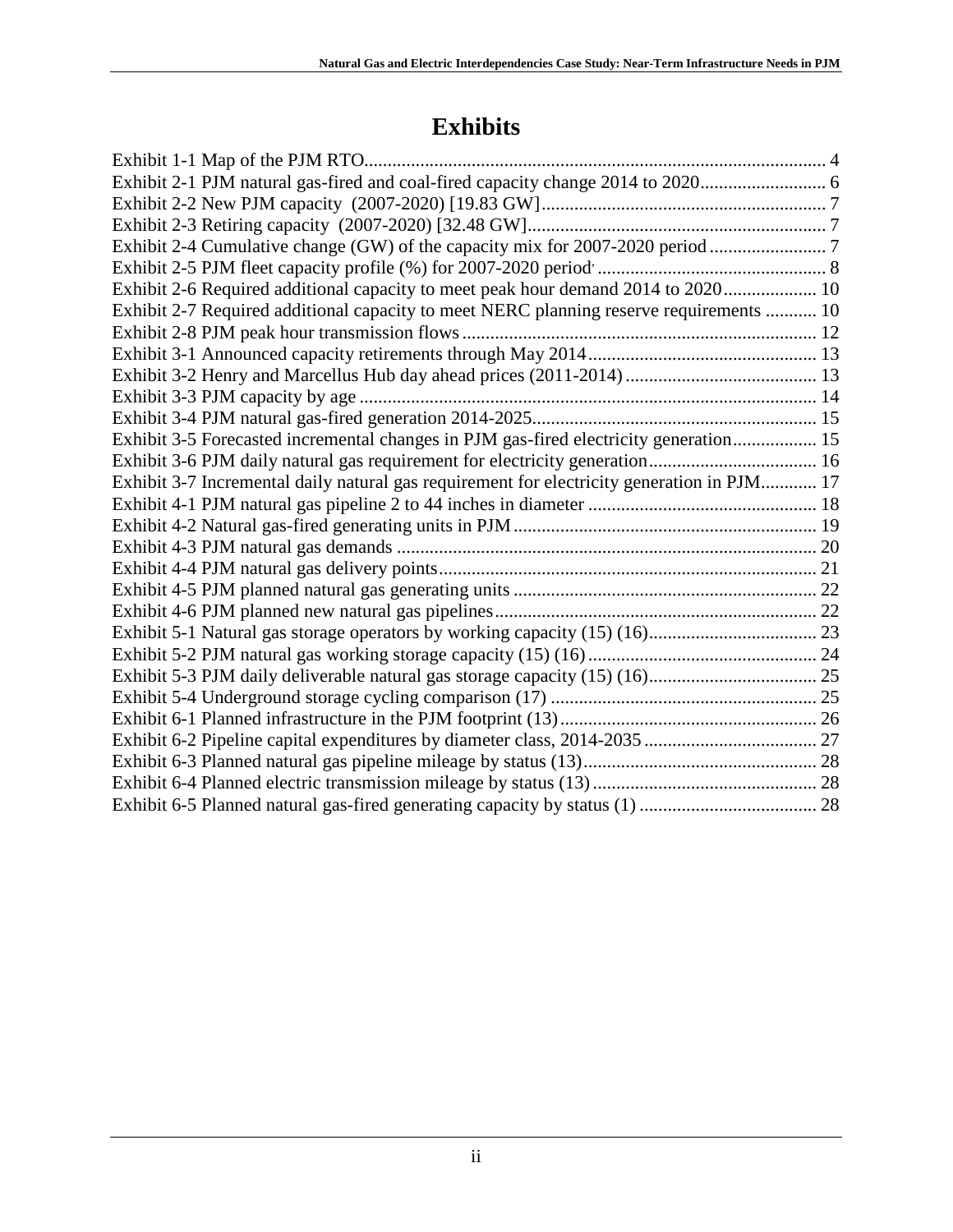# Exhibits

Exhibit 1-1 Map of the PJM RTO.................................................................................................. 4
Exhibit 2-1 PJM natural gas-fired and coal-fired capacity change 2014 to 2020........................... 6
Exhibit 2-2 New PJM capacity (2007-2020) [19.83 GW]............................................................. 7
Exhibit 2-3 Retiring capacity (2007-2020) [32.48 GW]................................................................ 7
Exhibit 2-4 Cumulative change (GW) of the capacity mix for 2007-2020 period ......................... 7
Exhibit 2-5 PJM fleet capacity profile (%) for 2007-2020 period ................................................. 8
Exhibit 2-6 Required additional capacity to meet peak hour demand 2014 to 2020.................... 10
Exhibit 2-7 Required additional capacity to meet NERC planning reserve requirements ........... 10
Exhibit 2-8 PJM peak hour transmission flows ........................................................................... 12
Exhibit 3-1 Announced capacity retirements through May 2014................................................. 13
Exhibit 3-2 Henry and Marcellus Hub day ahead prices (2011-2014) ......................................... 13
Exhibit 3-3 PJM capacity by age .................................................................................................. 14
Exhibit 3-4 PJM natural gas-fired generation 2014-2025............................................................. 15
Exhibit 3-5 Forecasted incremental changes in PJM gas-fired electricity generation.................. 15
Exhibit 3-6 PJM daily natural gas requirement for electricity generation.................................... 16
Exhibit 3-7 Incremental daily natural gas requirement for electricity generation in PJM............ 17
Exhibit 4-1 PJM natural gas pipeline 2 to 44 inches in diameter ................................................. 18
Exhibit 4-2 Natural gas-fired generating units in PJM ................................................................. 19
Exhibit 4-3 PJM natural gas demands .......................................................................................... 20
Exhibit 4-4 PJM natural gas delivery points................................................................................. 21
Exhibit 4-5 PJM planned natural gas generating units ................................................................. 22
Exhibit 4-6 PJM planned new natural gas pipelines..................................................................... 22
Exhibit 5-1 Natural gas storage operators by working capacity (15) (16).................................... 23
Exhibit 5-2 PJM natural gas working storage capacity (15) (16) ................................................. 24
Exhibit 5-3 PJM daily deliverable natural gas storage capacity (15) (16).................................... 25
Exhibit 5-4 Underground storage cycling comparison (17) ......................................................... 25
Exhibit 6-1 Planned infrastructure in the PJM footprint (13)....................................................... 26
Exhibit 6-2 Pipeline capital expenditures by diameter class, 2014-2035 ..................................... 27
Exhibit 6-3 Planned natural gas pipeline mileage by status (13).................................................. 28
Exhibit 6-4 Planned electric transmission mileage by status (13)................................................ 28
Exhibit 6-5 Planned natural gas-fired generating capacity by status (1) ...................................... 28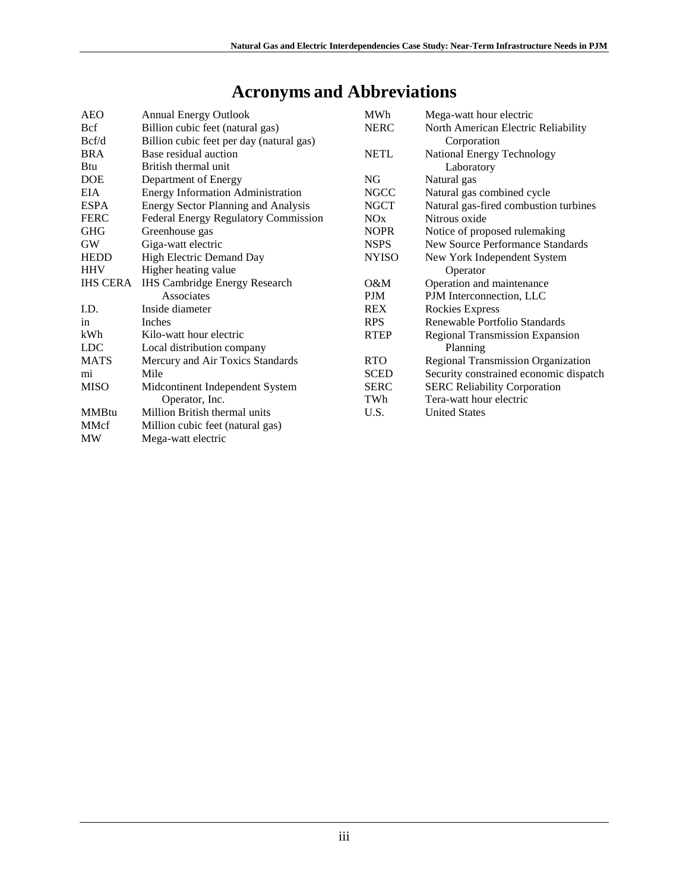# Acronyms and Abbreviations

| | |
|---|---|
| AEO | Annual Energy Outlook |
| Bcf | Billion cubic feet (natural gas) |
| Bcf/d | Billion cubic feet per day (natural gas) |
| BRA | Base residual auction |
| Btu | British thermal unit |
| DOE | Department of Energy |
| EIA | Energy Information Administration |
| ESPA | Energy Sector Planning and Analysis |
| FERC | Federal Energy Regulatory Commission |
| GHG | Greenhouse gas |
| GW | Giga-watt electric |
| HEDD | High Electric Demand Day |
| HHV | Higher heating value |
| IHS CERA | IHS Cambridge Energy Research Associates |
| I.D. | Inside diameter |
| in | Inches |
| kWh | Kilo-watt hour electric |
| LDC | Local distribution company |
| MATS | Mercury and Air Toxics Standards |
| mi | Mile |
| MISO | Midcontinent Independent System Operator, Inc. |
| MMBtu | Million British thermal units |
| MMcf | Million cubic feet (natural gas) |
| MW | Mega-watt electric |
| MWh | Mega-watt hour electric |
| NERC | North American Electric Reliability Corporation |
| NETL | National Energy Technology Laboratory |
| NG | Natural gas |
| NGCC | Natural gas combined cycle |
| NGCT | Natural gas-fired combustion turbines |
| NOx | Nitrous oxide |
| NOPR | Notice of proposed rulemaking |
| NSPS | New Source Performance Standards |
| NYISO | New York Independent System Operator |
| O&M | Operation and maintenance |
| PJM | PJM Interconnection, LLC |
| REX | Rockies Express |
| RPS | Renewable Portfolio Standards |
| RTEP | Regional Transmission Expansion Planning |
| RTO | Regional Transmission Organization |
| SCED | Security constrained economic dispatch |
| SERC | SERC Reliability Corporation |
| TWh | Tera-watt hour electric |
| U.S. | United States |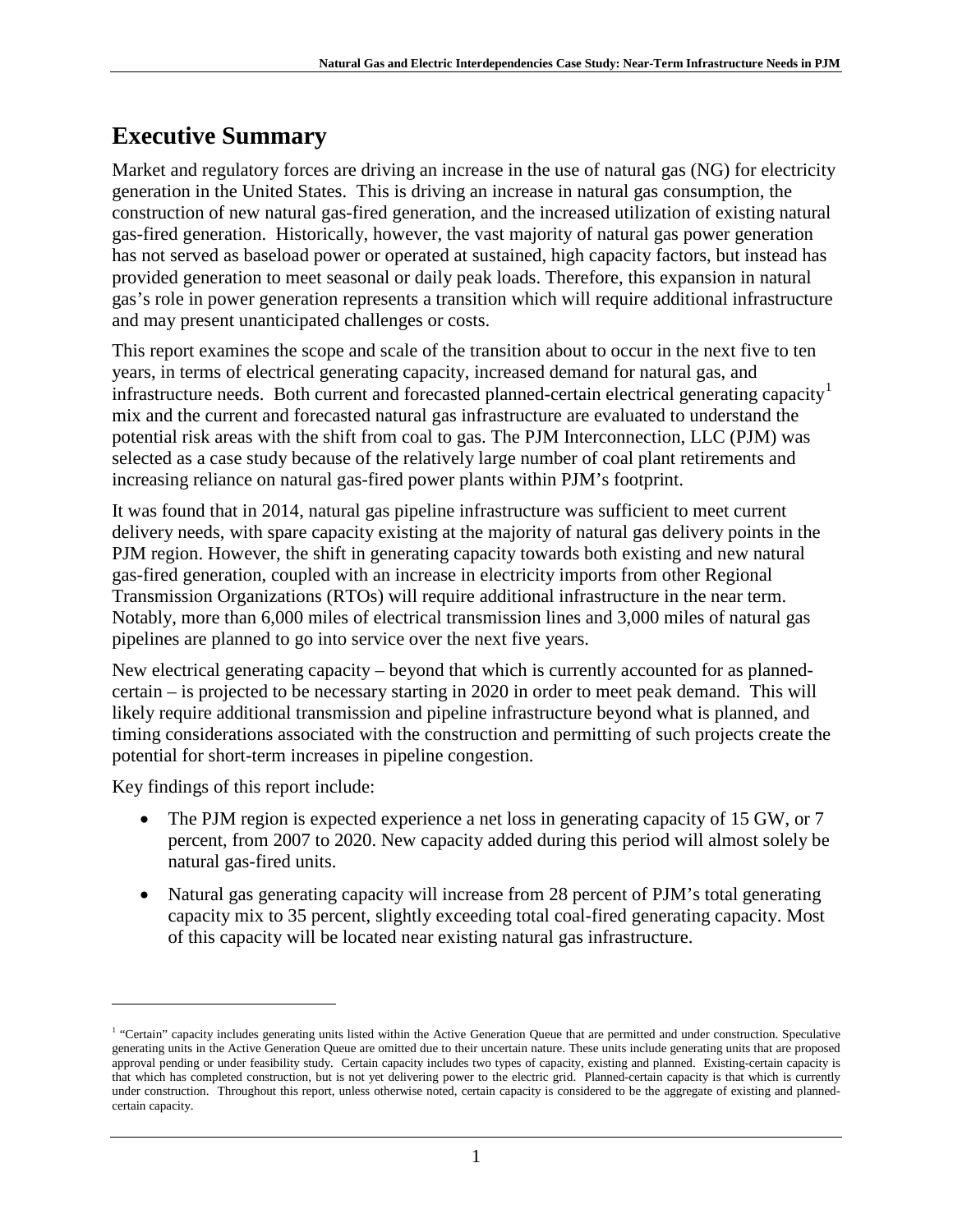# Executive Summary

Market and regulatory forces are driving an increase in the use of natural gas (NG) for electricity generation in the United States. This is driving an increase in natural gas consumption, the construction of new natural gas-fired generation, and the increased utilization of existing natural gas-fired generation. Historically, however, the vast majority of natural gas power generation has not served as baseload power or operated at sustained, high capacity factors, but instead has provided generation to meet seasonal or daily peak loads. Therefore, this expansion in natural gas's role in power generation represents a transition which will require additional infrastructure and may present unanticipated challenges or costs.

This report examines the scope and scale of the transition about to occur in the next five to ten years, in terms of electrical generating capacity, increased demand for natural gas, and infrastructure needs. Both current and forecasted planned-certain electrical generating capacity[1] mix and the current and forecasted natural gas infrastructure are evaluated to understand the potential risk areas with the shift from coal to gas. The PJM Interconnection, LLC (PJM) was selected as a case study because of the relatively large number of coal plant retirements and increasing reliance on natural gas-fired power plants within PJM's footprint.

It was found that in 2014, natural gas pipeline infrastructure was sufficient to meet current delivery needs, with spare capacity existing at the majority of natural gas delivery points in the PJM region. However, the shift in generating capacity towards both existing and new natural gas-fired generation, coupled with an increase in electricity imports from other Regional Transmission Organizations (RTOs) will require additional infrastructure in the near term. Notably, more than 6,000 miles of electrical transmission lines and 3,000 miles of natural gas pipelines are planned to go into service over the next five years.

New electrical generating capacity – beyond that which is currently accounted for as planned-certain – is projected to be necessary starting in 2020 in order to meet peak demand. This will likely require additional transmission and pipeline infrastructure beyond what is planned, and timing considerations associated with the construction and permitting of such projects create the potential for short-term increases in pipeline congestion.

Key findings of this report include:

- The PJM region is expected experience a net loss in generating capacity of 15 GW, or 7 percent, from 2007 to 2020. New capacity added during this period will almost solely be natural gas-fired units.
- Natural gas generating capacity will increase from 28 percent of PJM's total generating capacity mix to 35 percent, slightly exceeding total coal-fired generating capacity. Most of this capacity will be located near existing natural gas infrastructure.

---

[1] "Certain" capacity includes generating units listed within the Active Generation Queue that are permitted and under construction. Speculative generating units in the Active Generation Queue are omitted due to their uncertain nature. These units include generating units that are proposed approval pending or under feasibility study. Certain capacity includes two types of capacity, existing and planned. Existing-certain capacity is that which has completed construction, but is not yet delivering power to the electric grid. Planned-certain capacity is that which is currently under construction. Throughout this report, unless otherwise noted, certain capacity is considered to be the aggregate of existing and planned-certain capacity.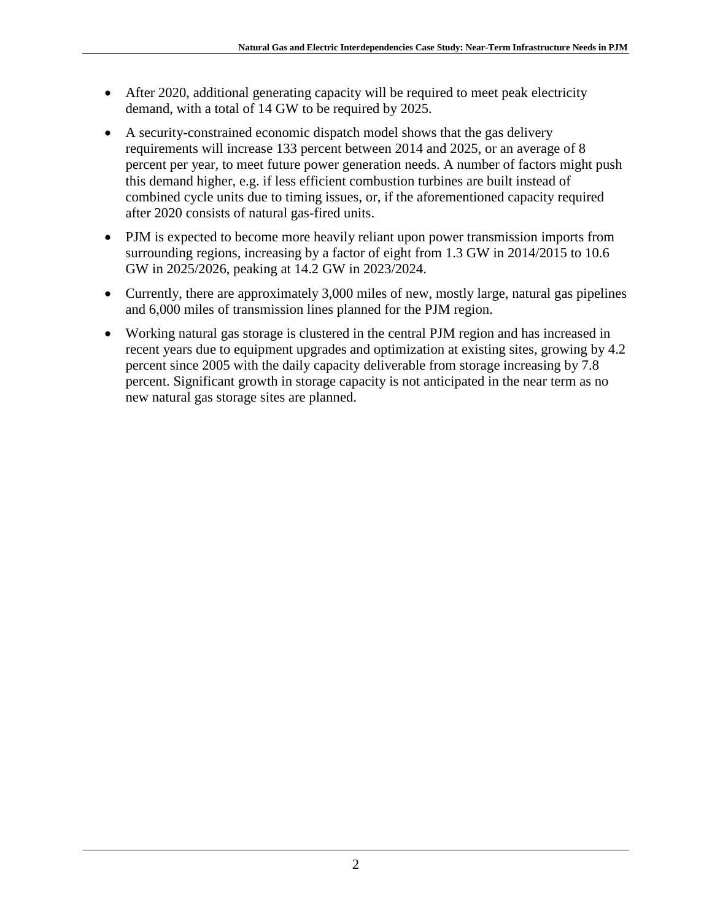- After 2020, additional generating capacity will be required to meet peak electricity demand, with a total of 14 GW to be required by 2025.
- A security-constrained economic dispatch model shows that the gas delivery requirements will increase 133 percent between 2014 and 2025, or an average of 8 percent per year, to meet future power generation needs. A number of factors might push this demand higher, e.g. if less efficient combustion turbines are built instead of combined cycle units due to timing issues, or, if the aforementioned capacity required after 2020 consists of natural gas-fired units.
- PJM is expected to become more heavily reliant upon power transmission imports from surrounding regions, increasing by a factor of eight from 1.3 GW in 2014/2015 to 10.6 GW in 2025/2026, peaking at 14.2 GW in 2023/2024.
- Currently, there are approximately 3,000 miles of new, mostly large, natural gas pipelines and 6,000 miles of transmission lines planned for the PJM region.
- Working natural gas storage is clustered in the central PJM region and has increased in recent years due to equipment upgrades and optimization at existing sites, growing by 4.2 percent since 2005 with the daily capacity deliverable from storage increasing by 7.8 percent. Significant growth in storage capacity is not anticipated in the near term as no new natural gas storage sites are planned.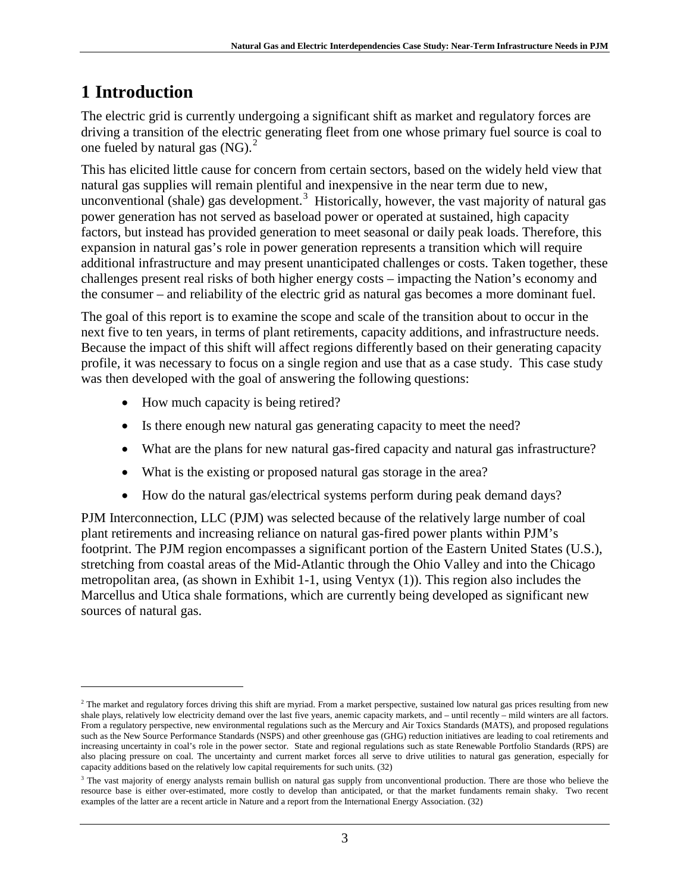# 1 Introduction

The electric grid is currently undergoing a significant shift as market and regulatory forces are driving a transition of the electric generating fleet from one whose primary fuel source is coal to one fueled by natural gas (NG).[2]

This has elicited little cause for concern from certain sectors, based on the widely held view that natural gas supplies will remain plentiful and inexpensive in the near term due to new, unconventional (shale) gas development.[3] Historically, however, the vast majority of natural gas power generation has not served as baseload power or operated at sustained, high capacity factors, but instead has provided generation to meet seasonal or daily peak loads. Therefore, this expansion in natural gas's role in power generation represents a transition which will require additional infrastructure and may present unanticipated challenges or costs. Taken together, these challenges present real risks of both higher energy costs – impacting the Nation's economy and the consumer – and reliability of the electric grid as natural gas becomes a more dominant fuel.

The goal of this report is to examine the scope and scale of the transition about to occur in the next five to ten years, in terms of plant retirements, capacity additions, and infrastructure needs. Because the impact of this shift will affect regions differently based on their generating capacity profile, it was necessary to focus on a single region and use that as a case study. This case study was then developed with the goal of answering the following questions:

- How much capacity is being retired?
- Is there enough new natural gas generating capacity to meet the need?
- What are the plans for new natural gas-fired capacity and natural gas infrastructure?
- What is the existing or proposed natural gas storage in the area?
- How do the natural gas/electrical systems perform during peak demand days?

PJM Interconnection, LLC (PJM) was selected because of the relatively large number of coal plant retirements and increasing reliance on natural gas-fired power plants within PJM's footprint. The PJM region encompasses a significant portion of the Eastern United States (U.S.), stretching from coastal areas of the Mid-Atlantic through the Ohio Valley and into the Chicago metropolitan area, (as shown in Exhibit 1-1, using Ventyx (1)). This region also includes the Marcellus and Utica shale formations, which are currently being developed as significant new sources of natural gas.

---

[2] The market and regulatory forces driving this shift are myriad. From a market perspective, sustained low natural gas prices resulting from new shale plays, relatively low electricity demand over the last five years, anemic capacity markets, and – until recently – mild winters are all factors. From a regulatory perspective, new environmental regulations such as the Mercury and Air Toxics Standards (MATS), and proposed regulations such as the New Source Performance Standards (NSPS) and other greenhouse gas (GHG) reduction initiatives are leading to coal retirements and increasing uncertainty in coal's role in the power sector. State and regional regulations such as state Renewable Portfolio Standards (RPS) are also placing pressure on coal. The uncertainty and current market forces all serve to drive utilities to natural gas generation, especially for capacity additions based on the relatively low capital requirements for such units. (32)

[3] The vast majority of energy analysts remain bullish on natural gas supply from unconventional production. There are those who believe the resource base is either over-estimated, more costly to develop than anticipated, or that the market fundaments remain shaky. Two recent examples of the latter are a recent article in Nature and a report from the International Energy Association. (32)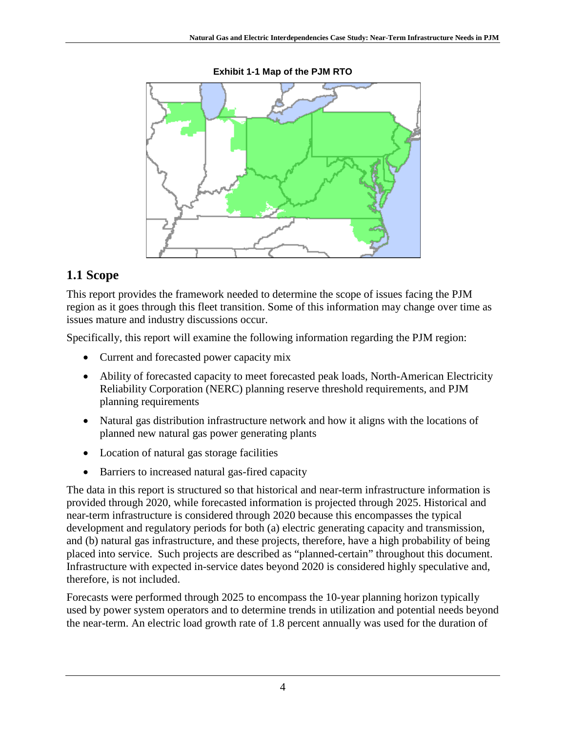**Exhibit 1-1 Map of the PJM RTO**

## 1.1 Scope

This report provides the framework needed to determine the scope of issues facing the PJM region as it goes through this fleet transition. Some of this information may change over time as issues mature and industry discussions occur.

Specifically, this report will examine the following information regarding the PJM region:

- Current and forecasted power capacity mix
- Ability of forecasted capacity to meet forecasted peak loads, North-American Electricity Reliability Corporation (NERC) planning reserve threshold requirements, and PJM planning requirements
- Natural gas distribution infrastructure network and how it aligns with the locations of planned new natural gas power generating plants
- Location of natural gas storage facilities
- Barriers to increased natural gas-fired capacity

The data in this report is structured so that historical and near-term infrastructure information is provided through 2020, while forecasted information is projected through 2025. Historical and near-term infrastructure is considered through 2020 because this encompasses the typical development and regulatory periods for both (a) electric generating capacity and transmission, and (b) natural gas infrastructure, and these projects, therefore, have a high probability of being placed into service. Such projects are described as "planned-certain" throughout this document. Infrastructure with expected in-service dates beyond 2020 is considered highly speculative and, therefore, is not included.

Forecasts were performed through 2025 to encompass the 10-year planning horizon typically used by power system operators and to determine trends in utilization and potential needs beyond the near-term. An electric load growth rate of 1.8 percent annually was used for the duration of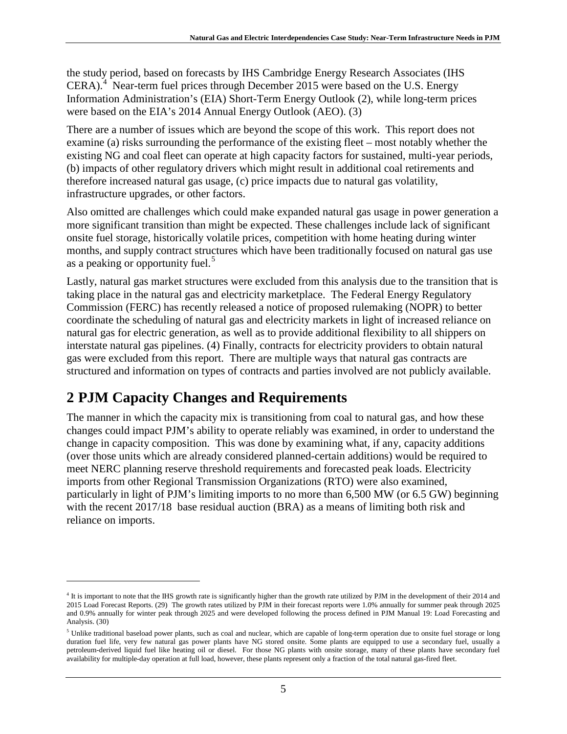the study period, based on forecasts by IHS Cambridge Energy Research Associates (IHS CERA).[4] Near-term fuel prices through December 2015 were based on the U.S. Energy Information Administration's (EIA) Short-Term Energy Outlook (2), while long-term prices were based on the EIA's 2014 Annual Energy Outlook (AEO). (3)

There are a number of issues which are beyond the scope of this work. This report does not examine (a) risks surrounding the performance of the existing fleet – most notably whether the existing NG and coal fleet can operate at high capacity factors for sustained, multi-year periods, (b) impacts of other regulatory drivers which might result in additional coal retirements and therefore increased natural gas usage, (c) price impacts due to natural gas volatility, infrastructure upgrades, or other factors.

Also omitted are challenges which could make expanded natural gas usage in power generation a more significant transition than might be expected. These challenges include lack of significant onsite fuel storage, historically volatile prices, competition with home heating during winter months, and supply contract structures which have been traditionally focused on natural gas use as a peaking or opportunity fuel.[5]

Lastly, natural gas market structures were excluded from this analysis due to the transition that is taking place in the natural gas and electricity marketplace. The Federal Energy Regulatory Commission (FERC) has recently released a notice of proposed rulemaking (NOPR) to better coordinate the scheduling of natural gas and electricity markets in light of increased reliance on natural gas for electric generation, as well as to provide additional flexibility to all shippers on interstate natural gas pipelines. (4) Finally, contracts for electricity providers to obtain natural gas were excluded from this report. There are multiple ways that natural gas contracts are structured and information on types of contracts and parties involved are not publicly available.

# 2 PJM Capacity Changes and Requirements

The manner in which the capacity mix is transitioning from coal to natural gas, and how these changes could impact PJM's ability to operate reliably was examined, in order to understand the change in capacity composition. This was done by examining what, if any, capacity additions (over those units which are already considered planned-certain additions) would be required to meet NERC planning reserve threshold requirements and forecasted peak loads. Electricity imports from other Regional Transmission Organizations (RTO) were also examined, particularly in light of PJM's limiting imports to no more than 6,500 MW (or 6.5 GW) beginning with the recent 2017/18 base residual auction (BRA) as a means of limiting both risk and reliance on imports.

---

[4] It is important to note that the IHS growth rate is significantly higher than the growth rate utilized by PJM in the development of their 2014 and 2015 Load Forecast Reports. (29) The growth rates utilized by PJM in their forecast reports were 1.0% annually for summer peak through 2025 and 0.9% annually for winter peak through 2025 and were developed following the process defined in PJM Manual 19: Load Forecasting and Analysis. (30)

[5] Unlike traditional baseload power plants, such as coal and nuclear, which are capable of long-term operation due to onsite fuel storage or long duration fuel life, very few natural gas power plants have NG stored onsite. Some plants are equipped to use a secondary fuel, usually a petroleum-derived liquid fuel like heating oil or diesel. For those NG plants with onsite storage, many of these plants have secondary fuel availability for multiple-day operation at full load, however, these plants represent only a fraction of the total natural gas-fired fleet.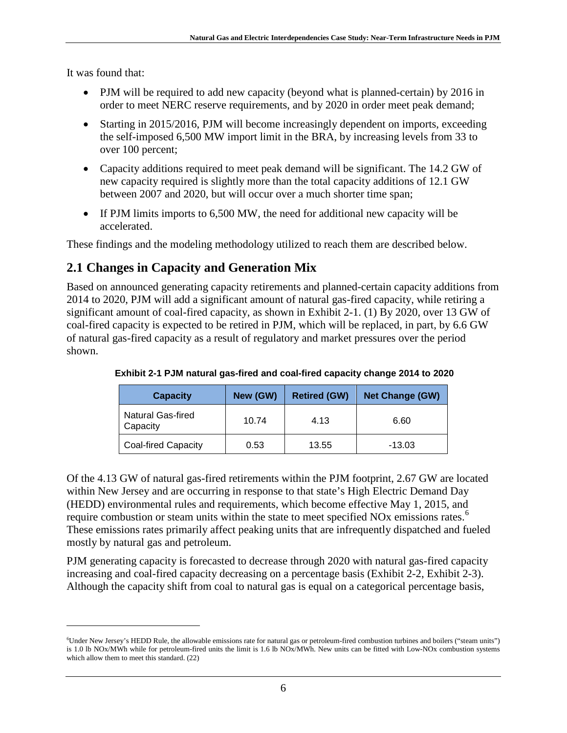It was found that:

- PJM will be required to add new capacity (beyond what is planned-certain) by 2016 in order to meet NERC reserve requirements, and by 2020 in order meet peak demand;
- Starting in 2015/2016, PJM will become increasingly dependent on imports, exceeding the self-imposed 6,500 MW import limit in the BRA, by increasing levels from 33 to over 100 percent;
- Capacity additions required to meet peak demand will be significant. The 14.2 GW of new capacity required is slightly more than the total capacity additions of 12.1 GW between 2007 and 2020, but will occur over a much shorter time span;
- If PJM limits imports to 6,500 MW, the need for additional new capacity will be accelerated.

These findings and the modeling methodology utilized to reach them are described below.

## 2.1 Changes in Capacity and Generation Mix

Based on announced generating capacity retirements and planned-certain capacity additions from 2014 to 2020, PJM will add a significant amount of natural gas-fired capacity, while retiring a significant amount of coal-fired capacity, as shown in Exhibit 2-1. (1) By 2020, over 13 GW of coal-fired capacity is expected to be retired in PJM, which will be replaced, in part, by 6.6 GW of natural gas-fired capacity as a result of regulatory and market pressures over the period shown.

**Exhibit 2-1 PJM natural gas-fired and coal-fired capacity change 2014 to 2020**

| Capacity | New (GW) | Retired (GW) | Net Change (GW) |
|---|---|---|---|
| Natural Gas-fired Capacity | 10.74 | 4.13 | 6.60 |
| Coal-fired Capacity | 0.53 | 13.55 | -13.03 |

Of the 4.13 GW of natural gas-fired retirements within the PJM footprint, 2.67 GW are located within New Jersey and are occurring in response to that state's High Electric Demand Day (HEDD) environmental rules and requirements, which become effective May 1, 2015, and require combustion or steam units within the state to meet specified NOx emissions rates.[6] These emissions rates primarily affect peaking units that are infrequently dispatched and fueled mostly by natural gas and petroleum.

PJM generating capacity is forecasted to decrease through 2020 with natural gas-fired capacity increasing and coal-fired capacity decreasing on a percentage basis (Exhibit 2-2, Exhibit 2-3). Although the capacity shift from coal to natural gas is equal on a categorical percentage basis,

---

[6] Under New Jersey's HEDD Rule, the allowable emissions rate for natural gas or petroleum-fired combustion turbines and boilers ("steam units") is 1.0 lb NOx/MWh while for petroleum-fired units the limit is 1.6 lb NOx/MWh. New units can be fitted with Low-NOx combustion systems which allow them to meet this standard. (22)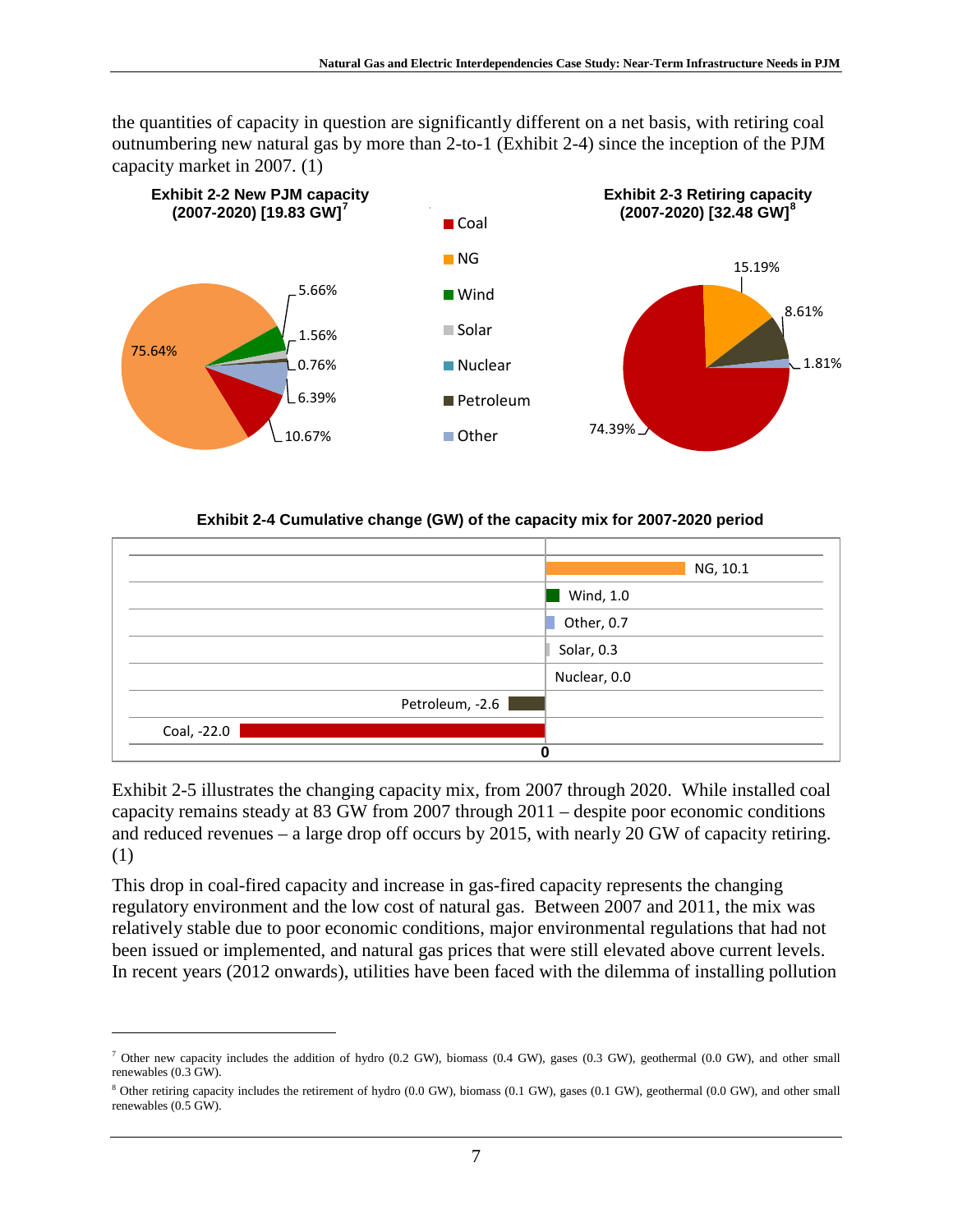the quantities of capacity in question are significantly different on a net basis, with retiring coal outnumbering new natural gas by more than 2-to-1 (Exhibit 2-4) since the inception of the PJM capacity market in 2007. (1)

**Exhibit 2-2 New PJM capacity (2007-2020) [19.83 GW][7]**

| Type | Share |
|---|---|
| NG | 75.64% |
| Coal | 10.67% |
| Other | 6.39% |
| Wind | 5.66% |
| Solar | 1.56% |
| Petroleum | 0.76% |

**Exhibit 2-3 Retiring capacity (2007-2020) [32.48 GW][8]**

| Type | Share |
|---|---|
| Coal | 74.39% |
| NG | 15.19% |
| Petroleum | 8.61% |
| Other | 1.81% |

**Exhibit 2-4 Cumulative change (GW) of the capacity mix for 2007-2020 period**

| Type | Change (GW) |
|---|---|
| NG | 10.1 |
| Wind | 1.0 |
| Other | 0.7 |
| Solar | 0.3 |
| Nuclear | 0.0 |
| Petroleum | -2.6 |
| Coal | -22.0 |

Exhibit 2-5 illustrates the changing capacity mix, from 2007 through 2020. While installed coal capacity remains steady at 83 GW from 2007 through 2011 – despite poor economic conditions and reduced revenues – a large drop off occurs by 2015, with nearly 20 GW of capacity retiring. (1)

This drop in coal-fired capacity and increase in gas-fired capacity represents the changing regulatory environment and the low cost of natural gas. Between 2007 and 2011, the mix was relatively stable due to poor economic conditions, major environmental regulations that had not been issued or implemented, and natural gas prices that were still elevated above current levels. In recent years (2012 onwards), utilities have been faced with the dilemma of installing pollution

[7] Other new capacity includes the addition of hydro (0.2 GW), biomass (0.4 GW), gases (0.3 GW), geothermal (0.0 GW), and other small renewables (0.3 GW).

[8] Other retiring capacity includes the retirement of hydro (0.0 GW), biomass (0.1 GW), gases (0.1 GW), geothermal (0.0 GW), and other small renewables (0.5 GW).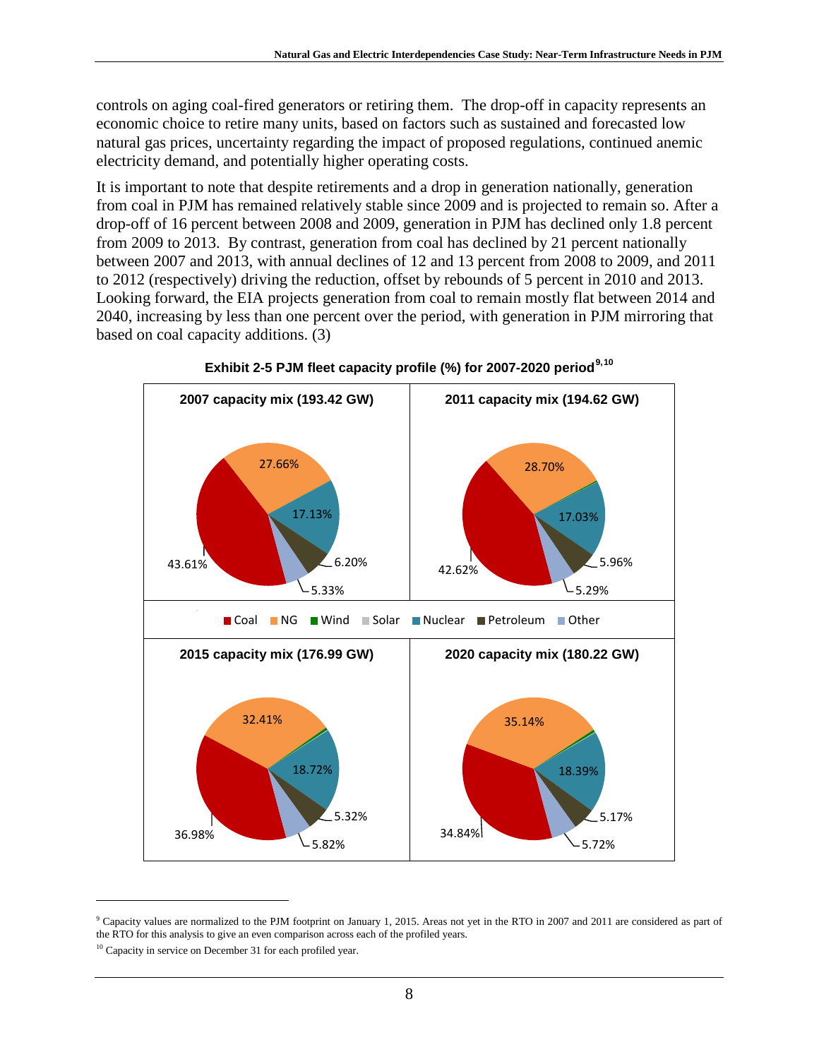controls on aging coal-fired generators or retiring them. The drop-off in capacity represents an economic choice to retire many units, based on factors such as sustained and forecasted low natural gas prices, uncertainty regarding the impact of proposed regulations, continued anemic electricity demand, and potentially higher operating costs.

It is important to note that despite retirements and a drop in generation nationally, generation from coal in PJM has remained relatively stable since 2009 and is projected to remain so. After a drop-off of 16 percent between 2008 and 2009, generation in PJM has declined only 1.8 percent from 2009 to 2013. By contrast, generation from coal has declined by 21 percent nationally between 2007 and 2013, with annual declines of 12 and 13 percent from 2008 to 2009, and 2011 to 2012 (respectively) driving the reduction, offset by rebounds of 5 percent in 2010 and 2013. Looking forward, the EIA projects generation from coal to remain mostly flat between 2014 and 2040, increasing by less than one percent over the period, with generation in PJM mirroring that based on coal capacity additions. (3)

**Exhibit 2-5 PJM fleet capacity profile (%) for 2007-2020 period**[9,10]

| Capacity mix | Coal | NG | Nuclear | Petroleum | Other |
|---|---|---|---|---|---|
| 2007 capacity mix (193.42 GW) | 43.61% | 27.66% | 17.13% | 6.20% | 5.33% |
| 2011 capacity mix (194.62 GW) | 42.62% | 28.70% | 17.03% | 5.96% | 5.29% |
| 2015 capacity mix (176.99 GW) | 36.98% | 32.41% | 18.72% | 5.32% | 5.82% |
| 2020 capacity mix (180.22 GW) | 34.84% | 35.14% | 18.39% | 5.17% | 5.72% |

Legend: Coal, NG, Wind, Solar, Nuclear, Petroleum, Other

---

[9] Capacity values are normalized to the PJM footprint on January 1, 2015. Areas not yet in the RTO in 2007 and 2011 are considered as part of the RTO for this analysis to give an even comparison across each of the profiled years.

[10] Capacity in service on December 31 for each profiled year.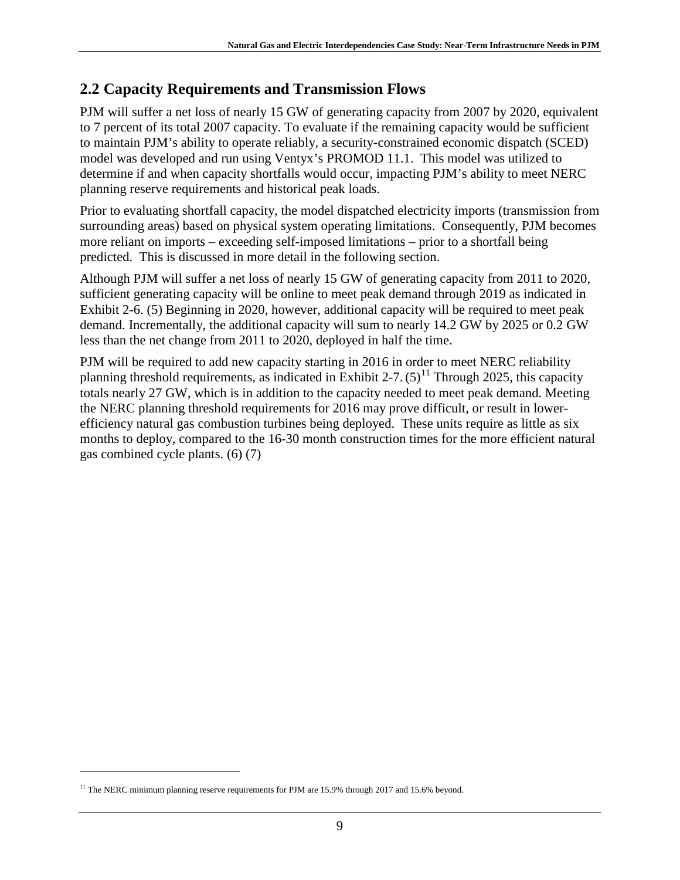## 2.2 Capacity Requirements and Transmission Flows

PJM will suffer a net loss of nearly 15 GW of generating capacity from 2007 by 2020, equivalent to 7 percent of its total 2007 capacity. To evaluate if the remaining capacity would be sufficient to maintain PJM's ability to operate reliably, a security-constrained economic dispatch (SCED) model was developed and run using Ventyx's PROMOD 11.1. This model was utilized to determine if and when capacity shortfalls would occur, impacting PJM's ability to meet NERC planning reserve requirements and historical peak loads.

Prior to evaluating shortfall capacity, the model dispatched electricity imports (transmission from surrounding areas) based on physical system operating limitations. Consequently, PJM becomes more reliant on imports – exceeding self-imposed limitations – prior to a shortfall being predicted. This is discussed in more detail in the following section.

Although PJM will suffer a net loss of nearly 15 GW of generating capacity from 2011 to 2020, sufficient generating capacity will be online to meet peak demand through 2019 as indicated in Exhibit 2-6. (5) Beginning in 2020, however, additional capacity will be required to meet peak demand. Incrementally, the additional capacity will sum to nearly 14.2 GW by 2025 or 0.2 GW less than the net change from 2011 to 2020, deployed in half the time.

PJM will be required to add new capacity starting in 2016 in order to meet NERC reliability planning threshold requirements, as indicated in Exhibit 2-7. (5)[11] Through 2025, this capacity totals nearly 27 GW, which is in addition to the capacity needed to meet peak demand. Meeting the NERC planning threshold requirements for 2016 may prove difficult, or result in lower-efficiency natural gas combustion turbines being deployed. These units require as little as six months to deploy, compared to the 16-30 month construction times for the more efficient natural gas combined cycle plants. (6) (7)

[11] The NERC minimum planning reserve requirements for PJM are 15.9% through 2017 and 15.6% beyond.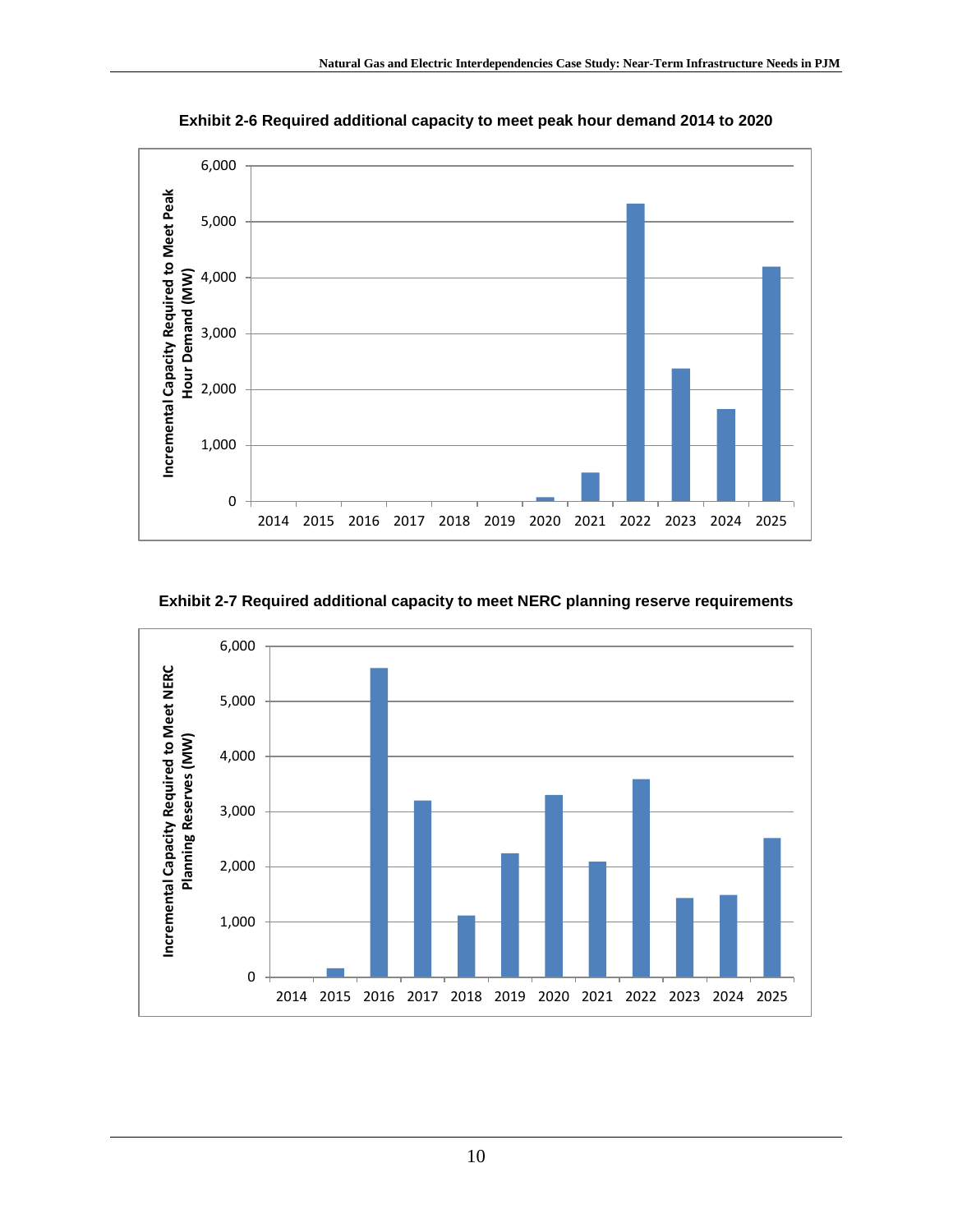**Exhibit 2-6 Required additional capacity to meet peak hour demand 2014 to 2020**

**Exhibit 2-7 Required additional capacity to meet NERC planning reserve requirements**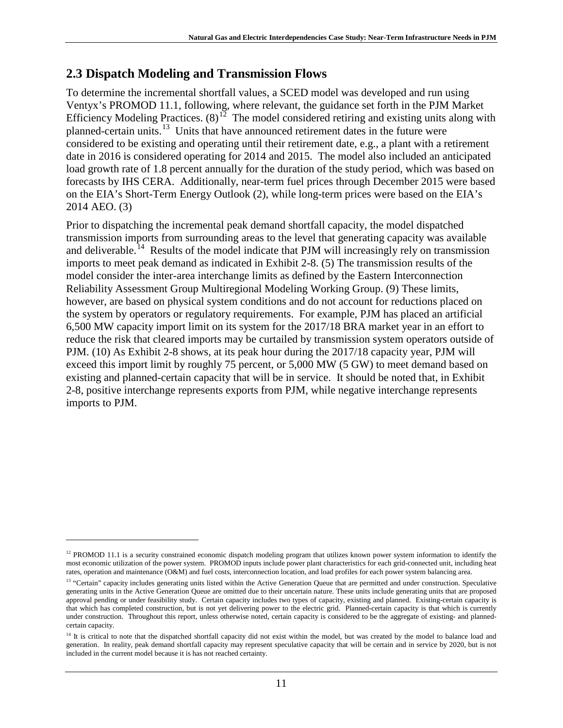## 2.3 Dispatch Modeling and Transmission Flows

To determine the incremental shortfall values, a SCED model was developed and run using Ventyx's PROMOD 11.1, following, where relevant, the guidance set forth in the PJM Market Efficiency Modeling Practices. (8)[12] The model considered retiring and existing units along with planned-certain units.[13] Units that have announced retirement dates in the future were considered to be existing and operating until their retirement date, e.g., a plant with a retirement date in 2016 is considered operating for 2014 and 2015. The model also included an anticipated load growth rate of 1.8 percent annually for the duration of the study period, which was based on forecasts by IHS CERA. Additionally, near-term fuel prices through December 2015 were based on the EIA's Short-Term Energy Outlook (2), while long-term prices were based on the EIA's 2014 AEO. (3)

Prior to dispatching the incremental peak demand shortfall capacity, the model dispatched transmission imports from surrounding areas to the level that generating capacity was available and deliverable.[14] Results of the model indicate that PJM will increasingly rely on transmission imports to meet peak demand as indicated in Exhibit 2-8. (5) The transmission results of the model consider the inter-area interchange limits as defined by the Eastern Interconnection Reliability Assessment Group Multiregional Modeling Working Group. (9) These limits, however, are based on physical system conditions and do not account for reductions placed on the system by operators or regulatory requirements. For example, PJM has placed an artificial 6,500 MW capacity import limit on its system for the 2017/18 BRA market year in an effort to reduce the risk that cleared imports may be curtailed by transmission system operators outside of PJM. (10) As Exhibit 2-8 shows, at its peak hour during the 2017/18 capacity year, PJM will exceed this import limit by roughly 75 percent, or 5,000 MW (5 GW) to meet demand based on existing and planned-certain capacity that will be in service. It should be noted that, in Exhibit 2-8, positive interchange represents exports from PJM, while negative interchange represents imports to PJM.

---

[12] PROMOD 11.1 is a security constrained economic dispatch modeling program that utilizes known power system information to identify the most economic utilization of the power system. PROMOD inputs include power plant characteristics for each grid-connected unit, including heat rates, operation and maintenance (O&M) and fuel costs, interconnection location, and load profiles for each power system balancing area.

[13] "Certain" capacity includes generating units listed within the Active Generation Queue that are permitted and under construction. Speculative generating units in the Active Generation Queue are omitted due to their uncertain nature. These units include generating units that are proposed approval pending or under feasibility study. Certain capacity includes two types of capacity, existing and planned. Existing-certain capacity is that which has completed construction, but is not yet delivering power to the electric grid. Planned-certain capacity is that which is currently under construction. Throughout this report, unless otherwise noted, certain capacity is considered to be the aggregate of existing- and planned-certain capacity.

[14] It is critical to note that the dispatched shortfall capacity did not exist within the model, but was created by the model to balance load and generation. In reality, peak demand shortfall capacity may represent speculative capacity that will be certain and in service by 2020, but is not included in the current model because it is has not reached certainty.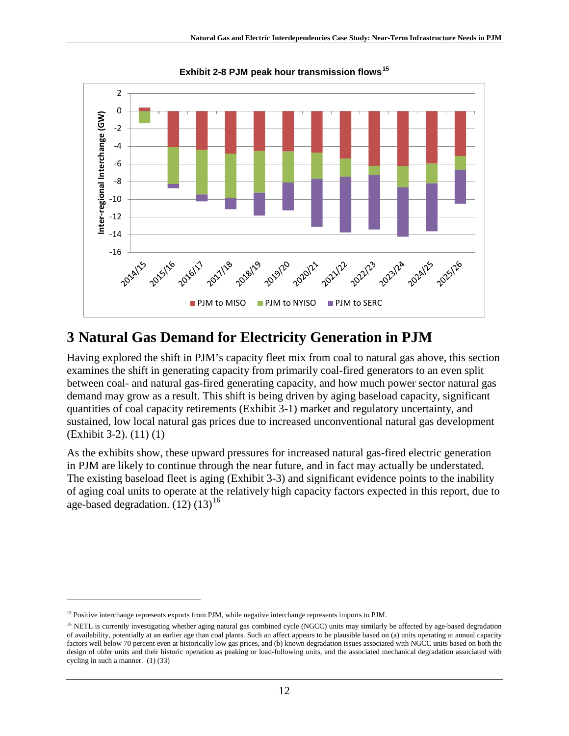**Exhibit 2-8 PJM peak hour transmission flows**[15]

# 3 Natural Gas Demand for Electricity Generation in PJM

Having explored the shift in PJM's capacity fleet mix from coal to natural gas above, this section examines the shift in generating capacity from primarily coal-fired generators to an even split between coal- and natural gas-fired generating capacity, and how much power sector natural gas demand may grow as a result. This shift is being driven by aging baseload capacity, significant quantities of coal capacity retirements (Exhibit 3-1) market and regulatory uncertainty, and sustained, low local natural gas prices due to increased unconventional natural gas development (Exhibit 3-2). (11) (1)

As the exhibits show, these upward pressures for increased natural gas-fired electric generation in PJM are likely to continue through the near future, and in fact may actually be understated. The existing baseload fleet is aging (Exhibit 3-3) and significant evidence points to the inability of aging coal units to operate at the relatively high capacity factors expected in this report, due to age-based degradation. (12) (13)[16]

---

[15] Positive interchange represents exports from PJM, while negative interchange represents imports to PJM.

[16] NETL is currently investigating whether aging natural gas combined cycle (NGCC) units may similarly be affected by age-based degradation of availability, potentially at an earlier age than coal plants. Such an affect appears to be plausible based on (a) units operating at annual capacity factors well below 70 percent even at historically low gas prices, and (b) known degradation issues associated with NGCC units based on both the design of older units and their historic operation as peaking or load-following units, and the associated mechanical degradation associated with cycling in such a manner. (1) (33)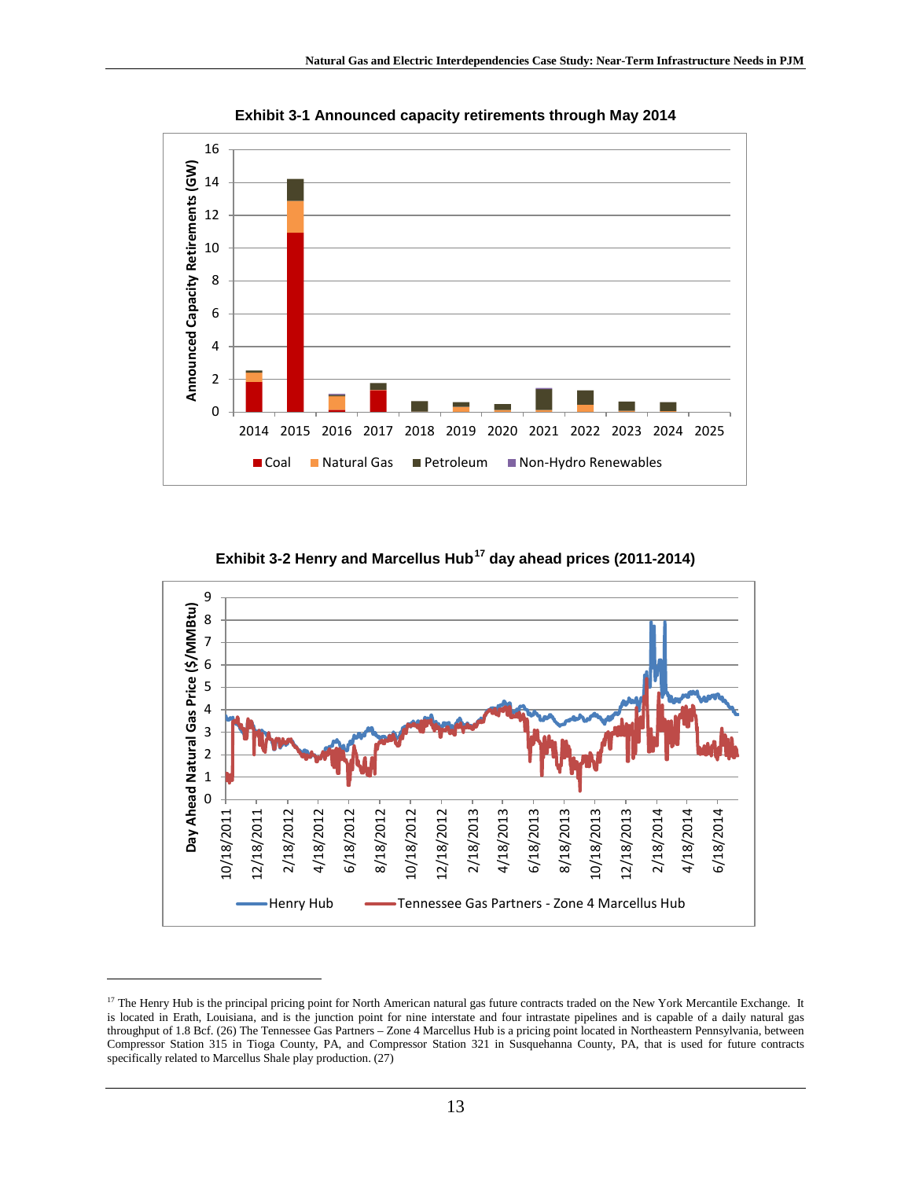**Exhibit 3-1 Announced capacity retirements through May 2014**

**Exhibit 3-2 Henry and Marcellus Hub[17] day ahead prices (2011-2014)**

---

[17] The Henry Hub is the principal pricing point for North American natural gas future contracts traded on the New York Mercantile Exchange. It is located in Erath, Louisiana, and is the junction point for nine interstate and four intrastate pipelines and is capable of a daily natural gas throughput of 1.8 Bcf. (26) The Tennessee Gas Partners – Zone 4 Marcellus Hub is a pricing point located in Northeastern Pennsylvania, between Compressor Station 315 in Tioga County, PA, and Compressor Station 321 in Susquehanna County, PA, that is used for future contracts specifically related to Marcellus Shale play production. (27)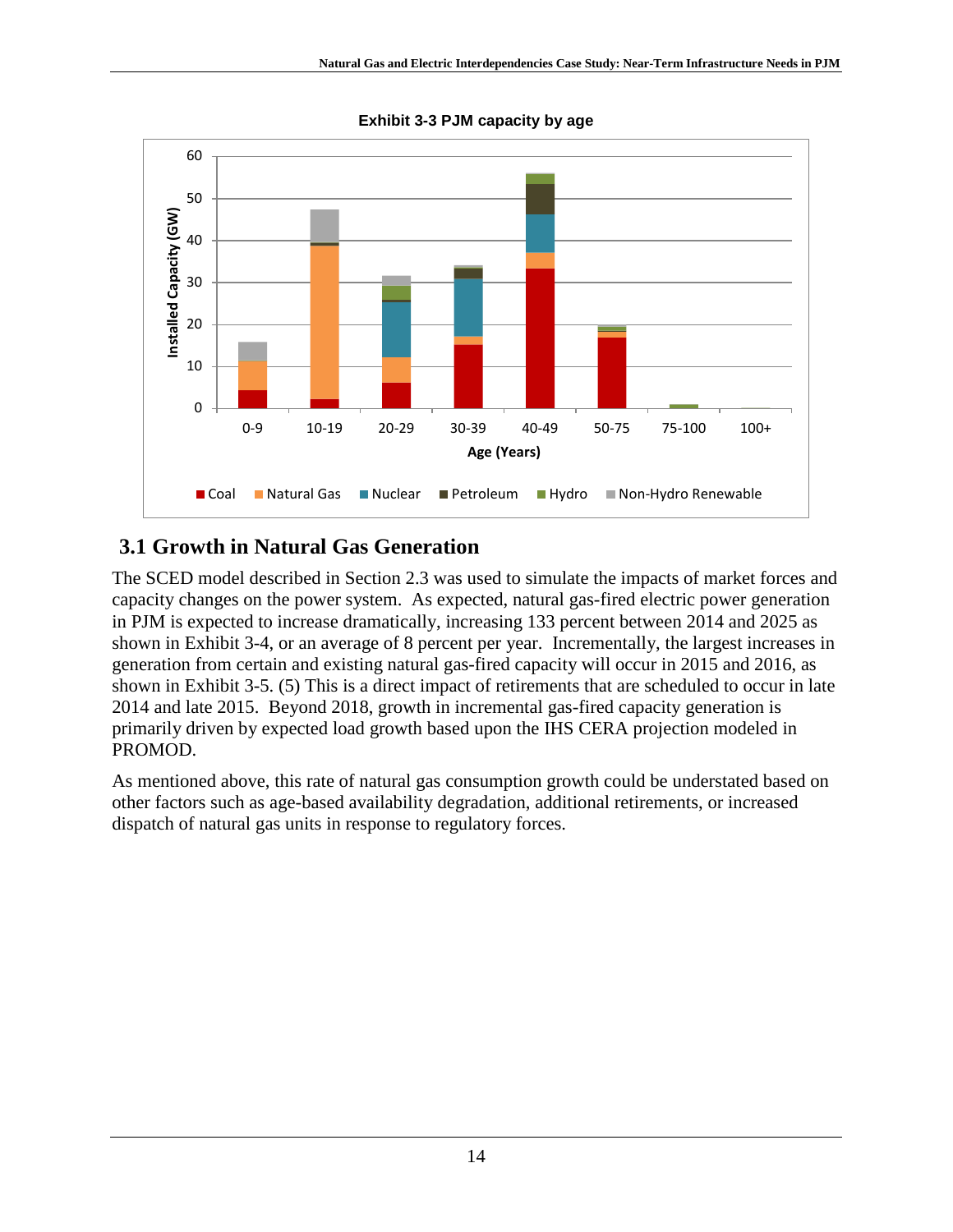**Exhibit 3-3 PJM capacity by age**

## 3.1 Growth in Natural Gas Generation

The SCED model described in Section 2.3 was used to simulate the impacts of market forces and capacity changes on the power system. As expected, natural gas-fired electric power generation in PJM is expected to increase dramatically, increasing 133 percent between 2014 and 2025 as shown in Exhibit 3-4, or an average of 8 percent per year. Incrementally, the largest increases in generation from certain and existing natural gas-fired capacity will occur in 2015 and 2016, as shown in Exhibit 3-5. (5) This is a direct impact of retirements that are scheduled to occur in late 2014 and late 2015. Beyond 2018, growth in incremental gas-fired capacity generation is primarily driven by expected load growth based upon the IHS CERA projection modeled in PROMOD.

As mentioned above, this rate of natural gas consumption growth could be understated based on other factors such as age-based availability degradation, additional retirements, or increased dispatch of natural gas units in response to regulatory forces.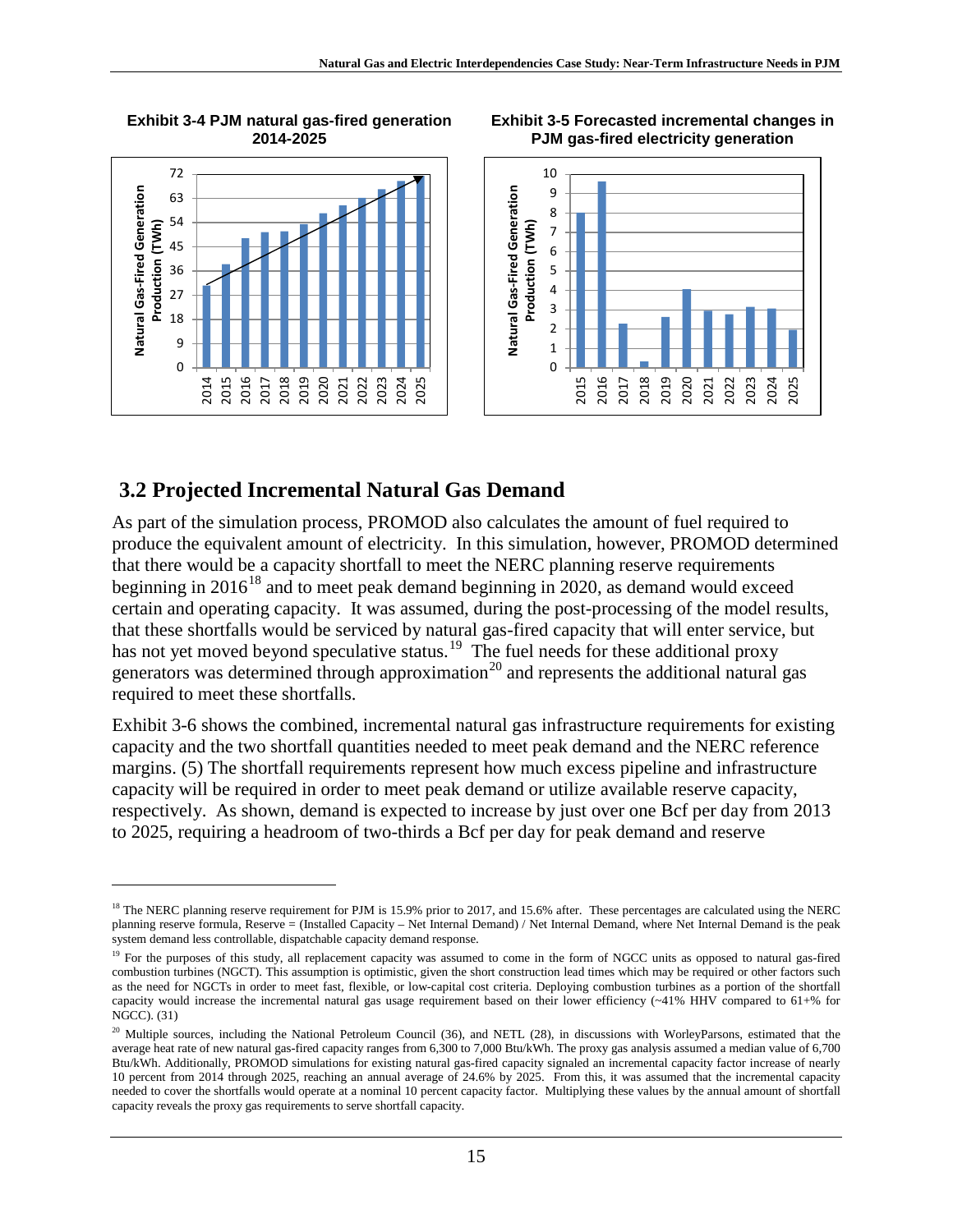**Exhibit 3-4 PJM natural gas-fired generation 2014-2025**

**Exhibit 3-5 Forecasted incremental changes in PJM gas-fired electricity generation**

## 3.2 Projected Incremental Natural Gas Demand

As part of the simulation process, PROMOD also calculates the amount of fuel required to produce the equivalent amount of electricity. In this simulation, however, PROMOD determined that there would be a capacity shortfall to meet the NERC planning reserve requirements beginning in 2016[18] and to meet peak demand beginning in 2020, as demand would exceed certain and operating capacity. It was assumed, during the post-processing of the model results, that these shortfalls would be serviced by natural gas-fired capacity that will enter service, but has not yet moved beyond speculative status.[19] The fuel needs for these additional proxy generators was determined through approximation[20] and represents the additional natural gas required to meet these shortfalls.

Exhibit 3-6 shows the combined, incremental natural gas infrastructure requirements for existing capacity and the two shortfall quantities needed to meet peak demand and the NERC reference margins. (5) The shortfall requirements represent how much excess pipeline and infrastructure capacity will be required in order to meet peak demand or utilize available reserve capacity, respectively. As shown, demand is expected to increase by just over one Bcf per day from 2013 to 2025, requiring a headroom of two-thirds a Bcf per day for peak demand and reserve

[18] The NERC planning reserve requirement for PJM is 15.9% prior to 2017, and 15.6% after. These percentages are calculated using the NERC planning reserve formula, Reserve = (Installed Capacity – Net Internal Demand) / Net Internal Demand, where Net Internal Demand is the peak system demand less controllable, dispatchable capacity demand response.

[19] For the purposes of this study, all replacement capacity was assumed to come in the form of NGCC units as opposed to natural gas-fired combustion turbines (NGCT). This assumption is optimistic, given the short construction lead times which may be required or other factors such as the need for NGCTs in order to meet fast, flexible, or low-capital cost criteria. Deploying combustion turbines as a portion of the shortfall capacity would increase the incremental natural gas usage requirement based on their lower efficiency (~41% HHV compared to 61+% for NGCC). (31)

[20] Multiple sources, including the National Petroleum Council (36), and NETL (28), in discussions with WorleyParsons, estimated that the average heat rate of new natural gas-fired capacity ranges from 6,300 to 7,000 Btu/kWh. The proxy gas analysis assumed a median value of 6,700 Btu/kWh. Additionally, PROMOD simulations for existing natural gas-fired capacity signaled an incremental capacity factor increase of nearly 10 percent from 2014 through 2025, reaching an annual average of 24.6% by 2025. From this, it was assumed that the incremental capacity needed to cover the shortfalls would operate at a nominal 10 percent capacity factor. Multiplying these values by the annual amount of shortfall capacity reveals the proxy gas requirements to serve shortfall capacity.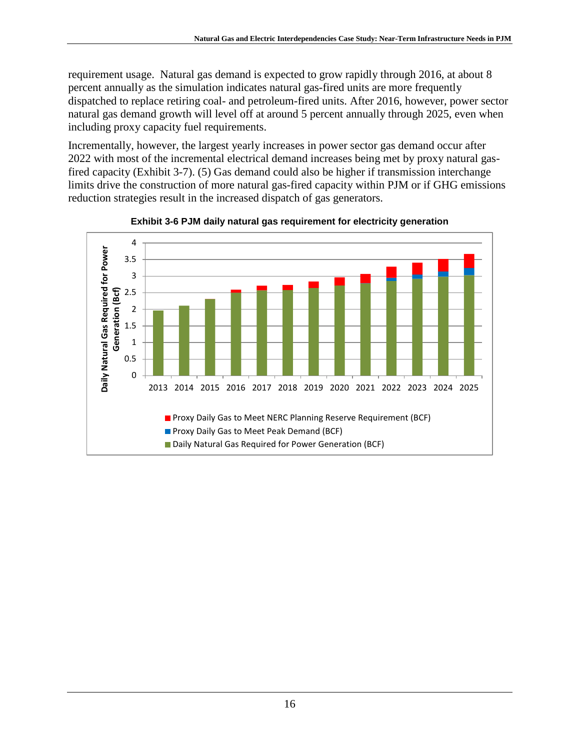requirement usage. Natural gas demand is expected to grow rapidly through 2016, at about 8 percent annually as the simulation indicates natural gas-fired units are more frequently dispatched to replace retiring coal- and petroleum-fired units. After 2016, however, power sector natural gas demand growth will level off at around 5 percent annually through 2025, even when including proxy capacity fuel requirements.

Incrementally, however, the largest yearly increases in power sector gas demand occur after 2022 with most of the incremental electrical demand increases being met by proxy natural gas-fired capacity (Exhibit 3-7). (5) Gas demand could also be higher if transmission interchange limits drive the construction of more natural gas-fired capacity within PJM or if GHG emissions reduction strategies result in the increased dispatch of gas generators.

**Exhibit 3-6 PJM daily natural gas requirement for electricity generation**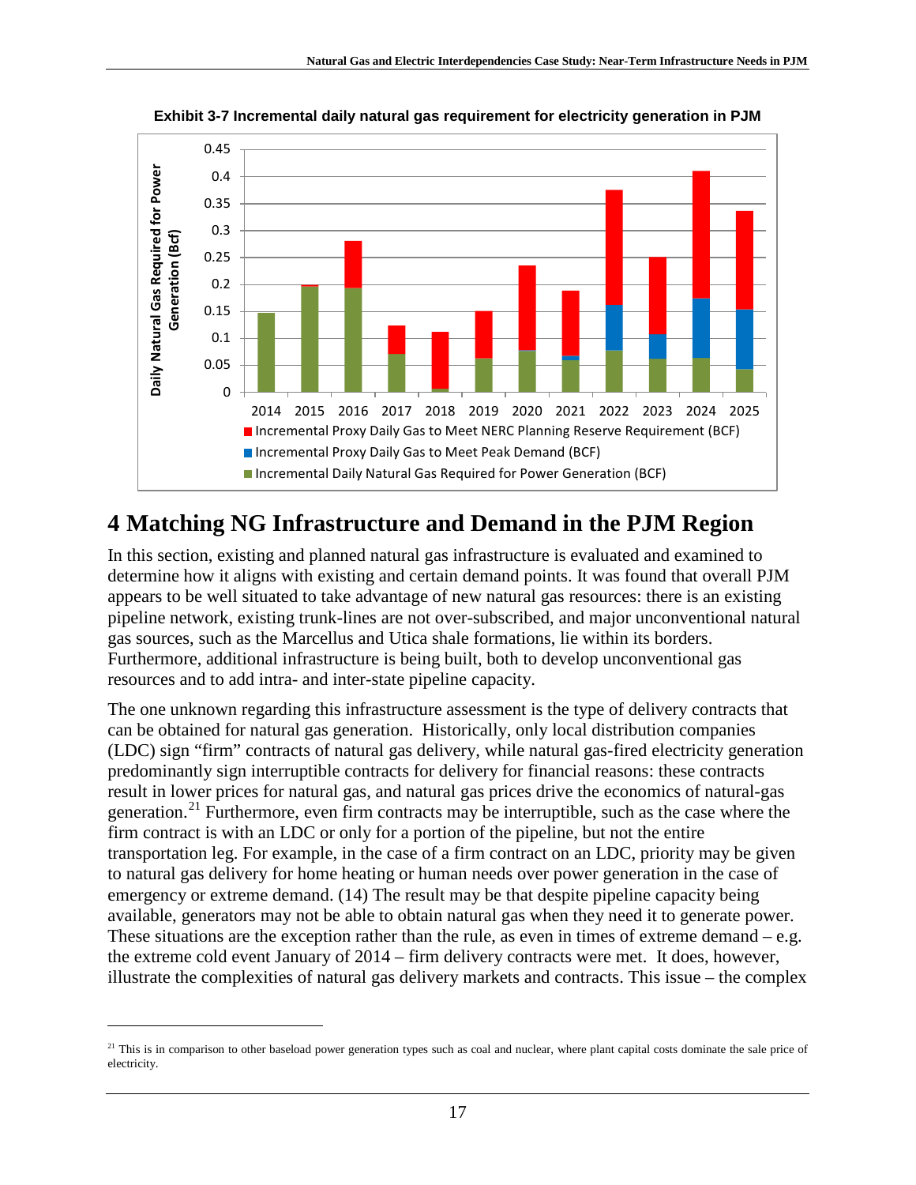**Exhibit 3-7 Incremental daily natural gas requirement for electricity generation in PJM**

# 4 Matching NG Infrastructure and Demand in the PJM Region

In this section, existing and planned natural gas infrastructure is evaluated and examined to determine how it aligns with existing and certain demand points. It was found that overall PJM appears to be well situated to take advantage of new natural gas resources: there is an existing pipeline network, existing trunk-lines are not over-subscribed, and major unconventional natural gas sources, such as the Marcellus and Utica shale formations, lie within its borders. Furthermore, additional infrastructure is being built, both to develop unconventional gas resources and to add intra- and inter-state pipeline capacity.

The one unknown regarding this infrastructure assessment is the type of delivery contracts that can be obtained for natural gas generation. Historically, only local distribution companies (LDC) sign "firm" contracts of natural gas delivery, while natural gas-fired electricity generation predominantly sign interruptible contracts for delivery for financial reasons: these contracts result in lower prices for natural gas, and natural gas prices drive the economics of natural-gas generation.[21] Furthermore, even firm contracts may be interruptible, such as the case where the firm contract is with an LDC or only for a portion of the pipeline, but not the entire transportation leg. For example, in the case of a firm contract on an LDC, priority may be given to natural gas delivery for home heating or human needs over power generation in the case of emergency or extreme demand. (14) The result may be that despite pipeline capacity being available, generators may not be able to obtain natural gas when they need it to generate power. These situations are the exception rather than the rule, as even in times of extreme demand – e.g. the extreme cold event January of 2014 – firm delivery contracts were met. It does, however, illustrate the complexities of natural gas delivery markets and contracts. This issue – the complex

[21] This is in comparison to other baseload power generation types such as coal and nuclear, where plant capital costs dominate the sale price of electricity.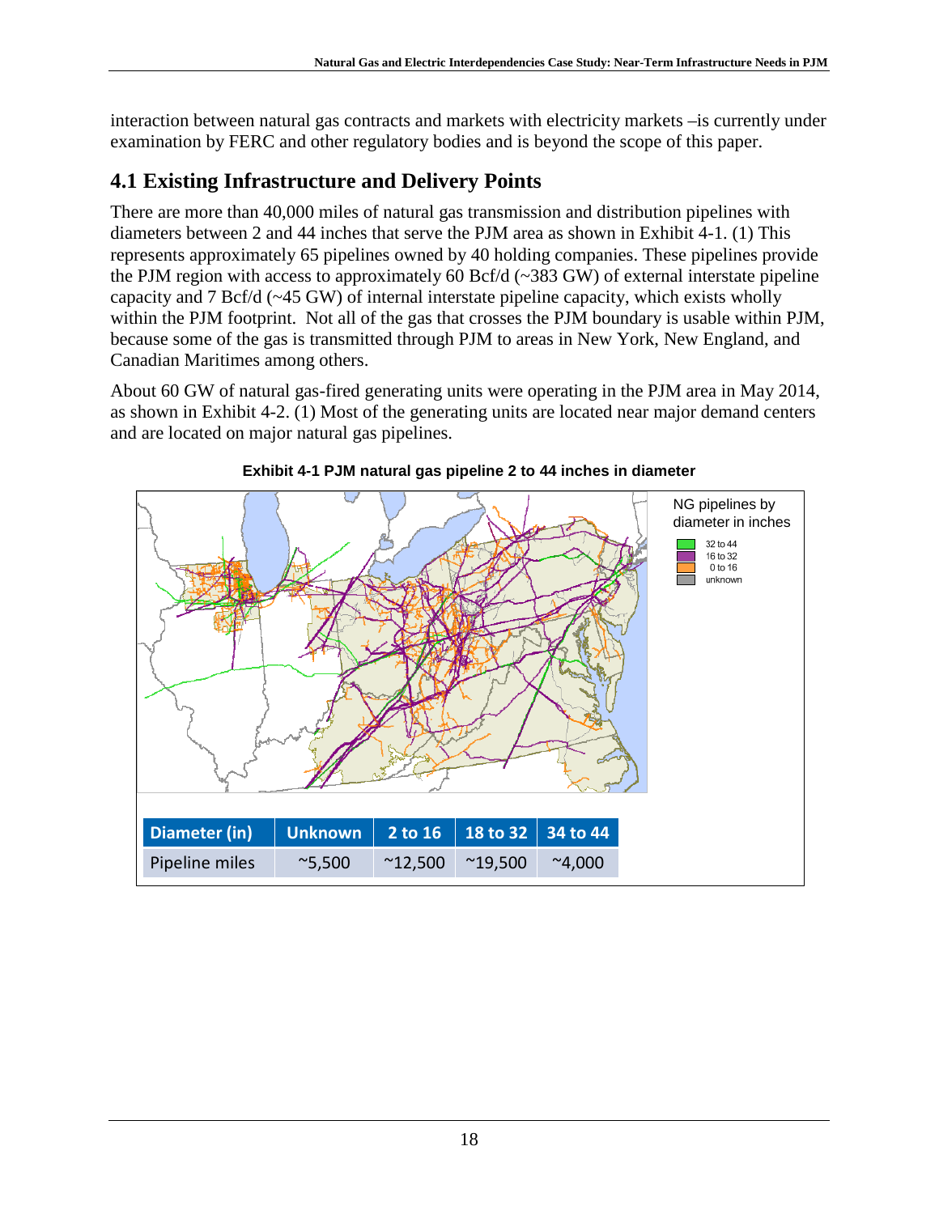interaction between natural gas contracts and markets with electricity markets –is currently under examination by FERC and other regulatory bodies and is beyond the scope of this paper.

## 4.1 Existing Infrastructure and Delivery Points

There are more than 40,000 miles of natural gas transmission and distribution pipelines with diameters between 2 and 44 inches that serve the PJM area as shown in Exhibit 4-1. (1) This represents approximately 65 pipelines owned by 40 holding companies. These pipelines provide the PJM region with access to approximately 60 Bcf/d (~383 GW) of external interstate pipeline capacity and 7 Bcf/d (~45 GW) of internal interstate pipeline capacity, which exists wholly within the PJM footprint. Not all of the gas that crosses the PJM boundary is usable within PJM, because some of the gas is transmitted through PJM to areas in New York, New England, and Canadian Maritimes among others.

About 60 GW of natural gas-fired generating units were operating in the PJM area in May 2014, as shown in Exhibit 4-2. (1) Most of the generating units are located near major demand centers and are located on major natural gas pipelines.

**Exhibit 4-1 PJM natural gas pipeline 2 to 44 inches in diameter**

NG pipelines by diameter in inches

- 32 to 44
- 16 to 32
- 0 to 16
- unknown

| Diameter (in) | Unknown | 2 to 16 | 18 to 32 | 34 to 44 |
|---|---|---|---|---|
| Pipeline miles | ~5,500 | ~12,500 | ~19,500 | ~4,000 |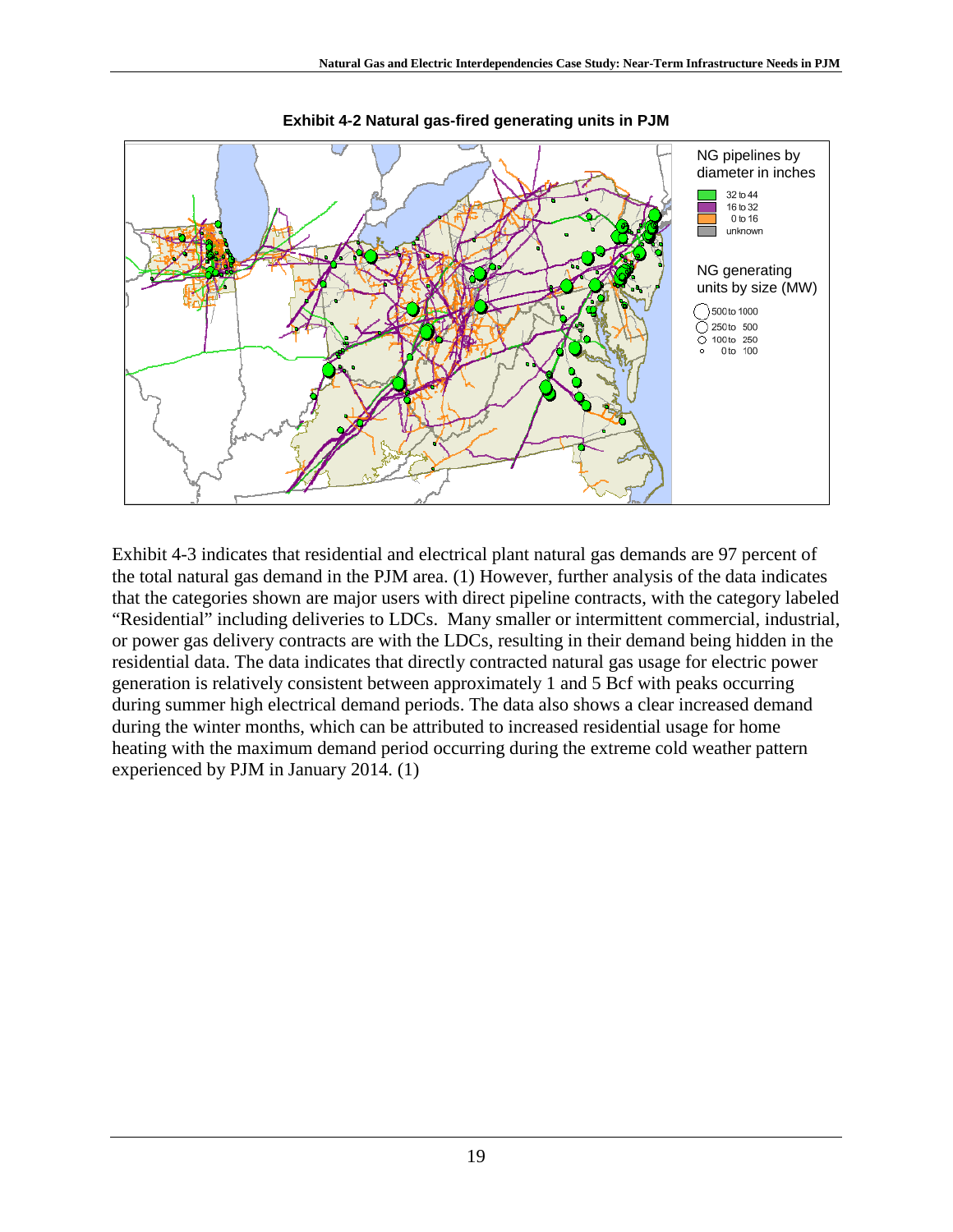**Exhibit 4-2 Natural gas-fired generating units in PJM**

Exhibit 4-3 indicates that residential and electrical plant natural gas demands are 97 percent of the total natural gas demand in the PJM area. (1) However, further analysis of the data indicates that the categories shown are major users with direct pipeline contracts, with the category labeled "Residential" including deliveries to LDCs. Many smaller or intermittent commercial, industrial, or power gas delivery contracts are with the LDCs, resulting in their demand being hidden in the residential data. The data indicates that directly contracted natural gas usage for electric power generation is relatively consistent between approximately 1 and 5 Bcf with peaks occurring during summer high electrical demand periods. The data also shows a clear increased demand during the winter months, which can be attributed to increased residential usage for home heating with the maximum demand period occurring during the extreme cold weather pattern experienced by PJM in January 2014. (1)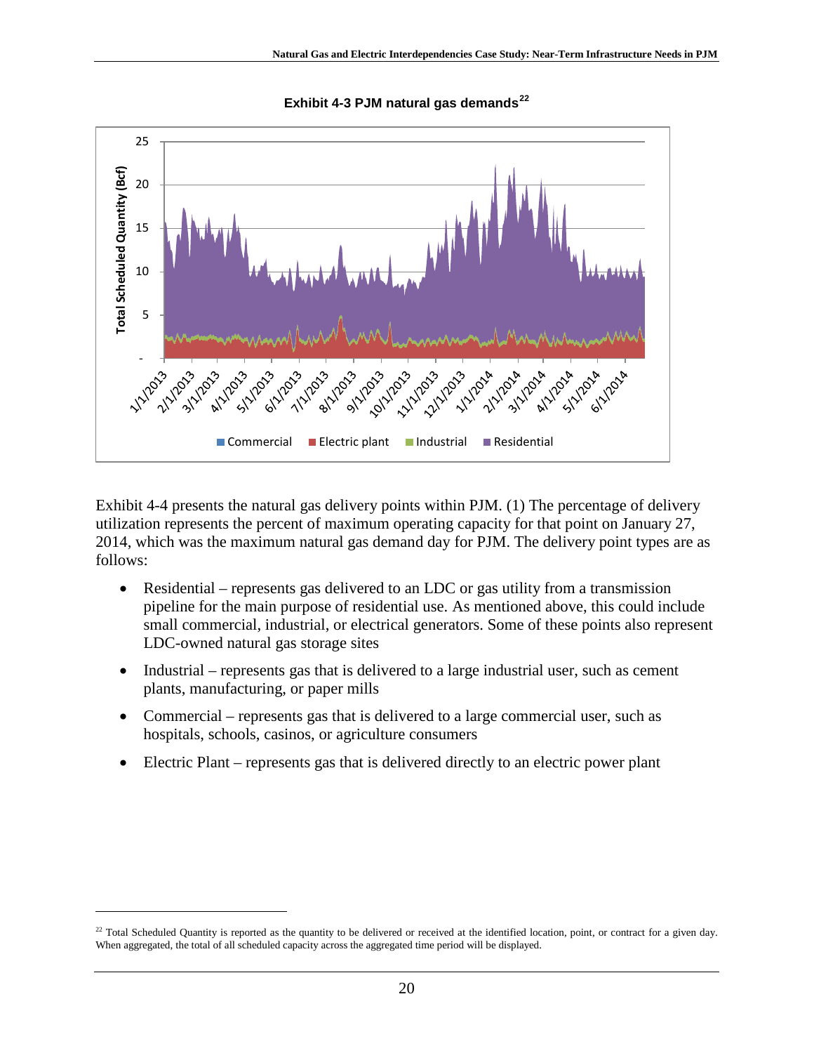**Exhibit 4-3 PJM natural gas demands[22]**

Exhibit 4-4 presents the natural gas delivery points within PJM. (1) The percentage of delivery utilization represents the percent of maximum operating capacity for that point on January 27, 2014, which was the maximum natural gas demand day for PJM. The delivery point types are as follows:

- Residential – represents gas delivered to an LDC or gas utility from a transmission pipeline for the main purpose of residential use. As mentioned above, this could include small commercial, industrial, or electrical generators. Some of these points also represent LDC-owned natural gas storage sites
- Industrial – represents gas that is delivered to a large industrial user, such as cement plants, manufacturing, or paper mills
- Commercial – represents gas that is delivered to a large commercial user, such as hospitals, schools, casinos, or agriculture consumers
- Electric Plant – represents gas that is delivered directly to an electric power plant

[22] Total Scheduled Quantity is reported as the quantity to be delivered or received at the identified location, point, or contract for a given day. When aggregated, the total of all scheduled capacity across the aggregated time period will be displayed.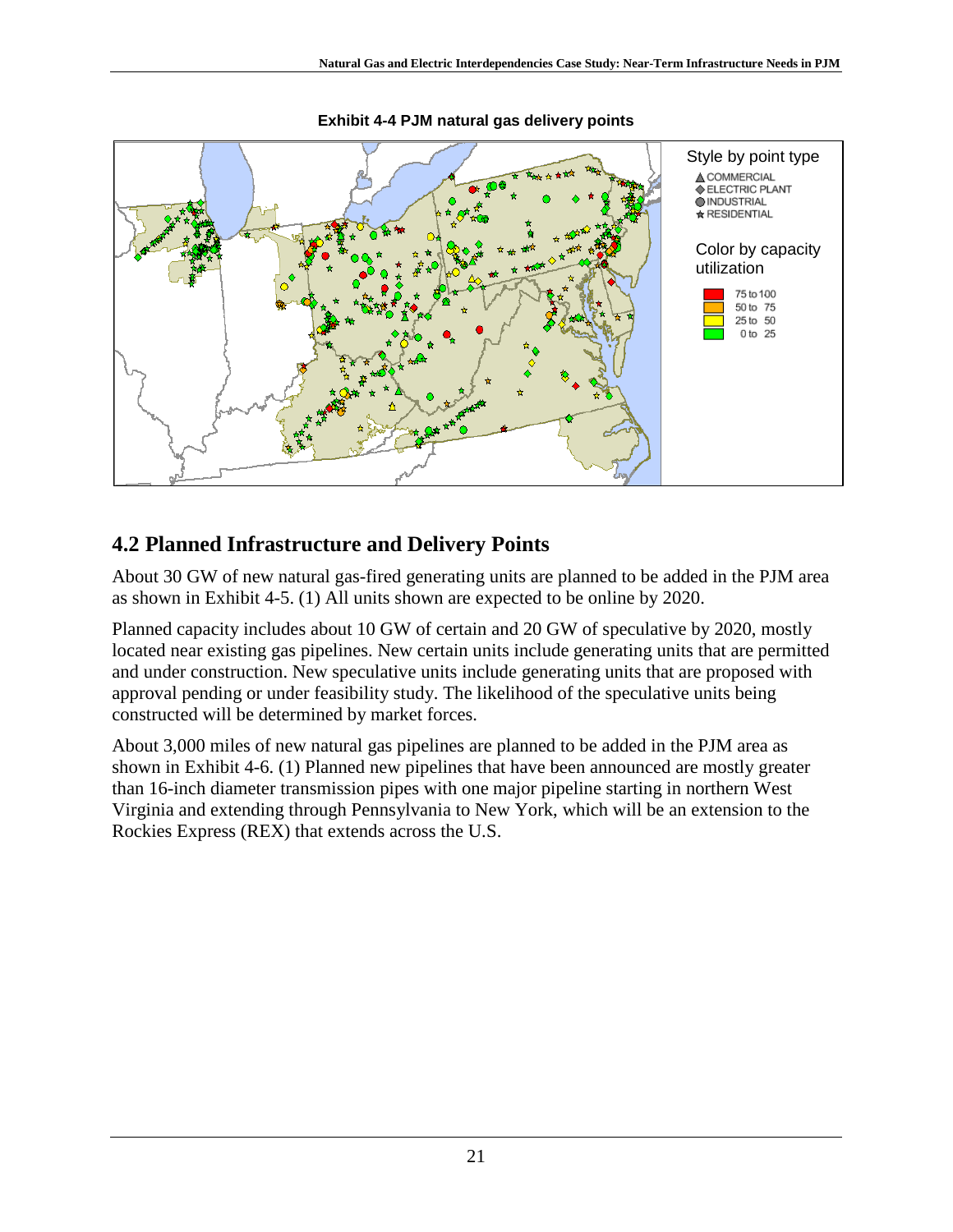**Exhibit 4-4 PJM natural gas delivery points**

## 4.2 Planned Infrastructure and Delivery Points

About 30 GW of new natural gas-fired generating units are planned to be added in the PJM area as shown in Exhibit 4-5. (1) All units shown are expected to be online by 2020.

Planned capacity includes about 10 GW of certain and 20 GW of speculative by 2020, mostly located near existing gas pipelines. New certain units include generating units that are permitted and under construction. New speculative units include generating units that are proposed with approval pending or under feasibility study. The likelihood of the speculative units being constructed will be determined by market forces.

About 3,000 miles of new natural gas pipelines are planned to be added in the PJM area as shown in Exhibit 4-6. (1) Planned new pipelines that have been announced are mostly greater than 16-inch diameter transmission pipes with one major pipeline starting in northern West Virginia and extending through Pennsylvania to New York, which will be an extension to the Rockies Express (REX) that extends across the U.S.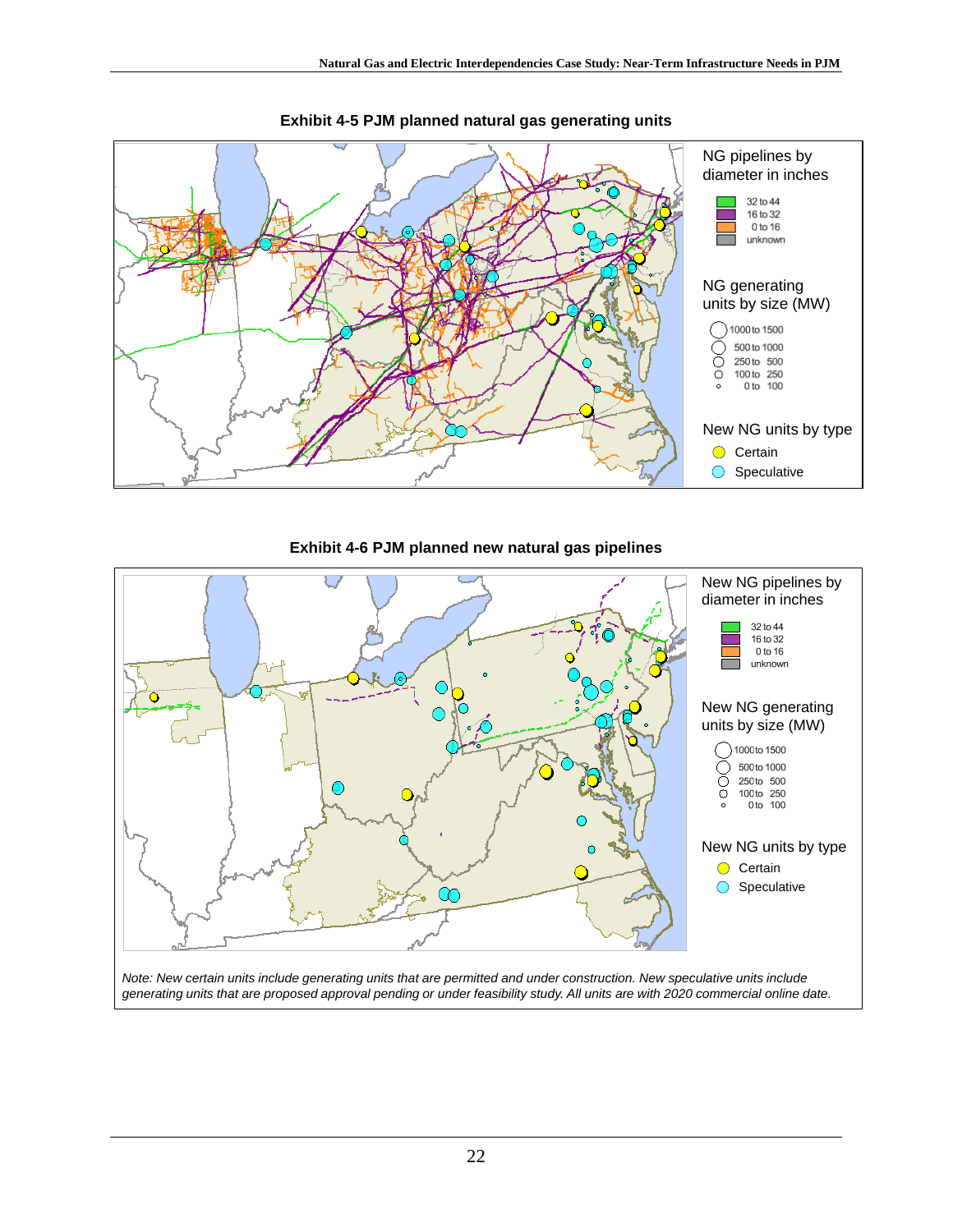**Exhibit 4-5 PJM planned natural gas generating units**

NG pipelines by diameter in inches

- 32 to 44
- 16 to 32
- 0 to 16
- unknown

NG generating units by size (MW)

- 1000 to 1500
- 500 to 1000
- 250 to 500
- 100 to 250
- 0 to 100

New NG units by type

- Certain
- Speculative

**Exhibit 4-6 PJM planned new natural gas pipelines**

New NG pipelines by diameter in inches

- 32 to 44
- 16 to 32
- 0 to 16
- unknown

New NG generating units by size (MW)

- 1000 to 1500
- 500 to 1000
- 250 to 500
- 100 to 250
- 0 to 100

New NG units by type

- Certain
- Speculative

*Note: New certain units include generating units that are permitted and under construction. New speculative units include generating units that are proposed approval pending or under feasibility study. All units are with 2020 commercial online date.*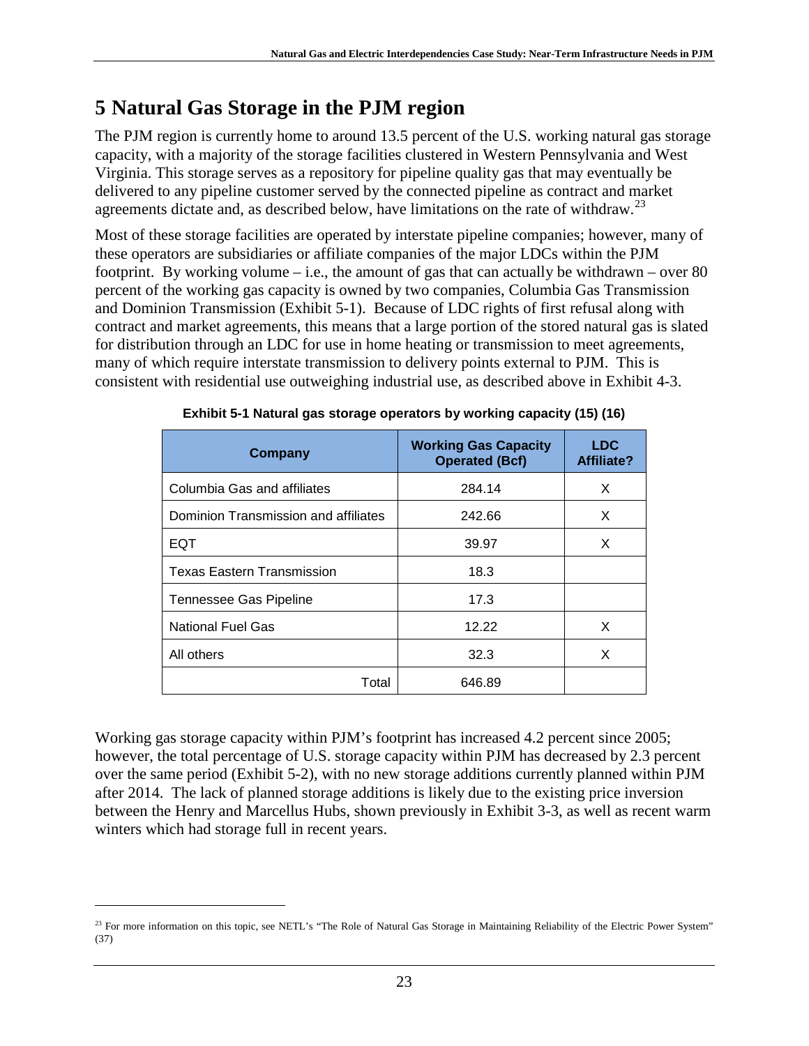# 5 Natural Gas Storage in the PJM region

The PJM region is currently home to around 13.5 percent of the U.S. working natural gas storage capacity, with a majority of the storage facilities clustered in Western Pennsylvania and West Virginia. This storage serves as a repository for pipeline quality gas that may eventually be delivered to any pipeline customer served by the connected pipeline as contract and market agreements dictate and, as described below, have limitations on the rate of withdraw.[23]

Most of these storage facilities are operated by interstate pipeline companies; however, many of these operators are subsidiaries or affiliate companies of the major LDCs within the PJM footprint. By working volume – i.e., the amount of gas that can actually be withdrawn – over 80 percent of the working gas capacity is owned by two companies, Columbia Gas Transmission and Dominion Transmission (Exhibit 5-1). Because of LDC rights of first refusal along with contract and market agreements, this means that a large portion of the stored natural gas is slated for distribution through an LDC for use in home heating or transmission to meet agreements, many of which require interstate transmission to delivery points external to PJM. This is consistent with residential use outweighing industrial use, as described above in Exhibit 4-3.

**Exhibit 5-1 Natural gas storage operators by working capacity (15) (16)**

| Company | Working Gas Capacity Operated (Bcf) | LDC Affiliate? |
|---|---|---|
| Columbia Gas and affiliates | 284.14 | X |
| Dominion Transmission and affiliates | 242.66 | X |
| EQT | 39.97 | X |
| Texas Eastern Transmission | 18.3 | |
| Tennessee Gas Pipeline | 17.3 | |
| National Fuel Gas | 12.22 | X |
| All others | 32.3 | X |
| Total | 646.89 | |

Working gas storage capacity within PJM's footprint has increased 4.2 percent since 2005; however, the total percentage of U.S. storage capacity within PJM has decreased by 2.3 percent over the same period (Exhibit 5-2), with no new storage additions currently planned within PJM after 2014. The lack of planned storage additions is likely due to the existing price inversion between the Henry and Marcellus Hubs, shown previously in Exhibit 3-3, as well as recent warm winters which had storage full in recent years.

[23] For more information on this topic, see NETL's "The Role of Natural Gas Storage in Maintaining Reliability of the Electric Power System" (37)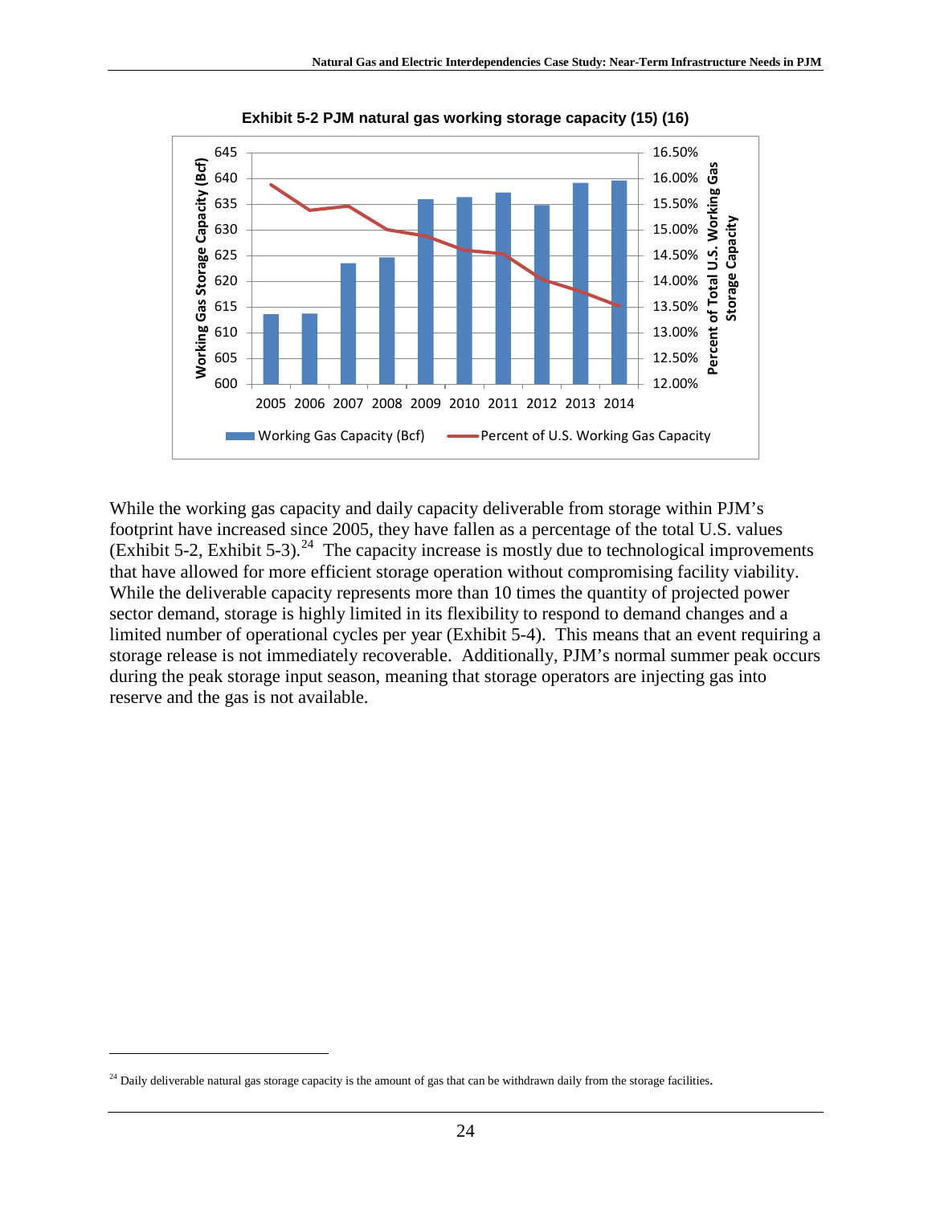**Exhibit 5-2 PJM natural gas working storage capacity (15) (16)**

While the working gas capacity and daily capacity deliverable from storage within PJM's footprint have increased since 2005, they have fallen as a percentage of the total U.S. values (Exhibit 5-2, Exhibit 5-3).[24] The capacity increase is mostly due to technological improvements that have allowed for more efficient storage operation without compromising facility viability. While the deliverable capacity represents more than 10 times the quantity of projected power sector demand, storage is highly limited in its flexibility to respond to demand changes and a limited number of operational cycles per year (Exhibit 5-4). This means that an event requiring a storage release is not immediately recoverable. Additionally, PJM's normal summer peak occurs during the peak storage input season, meaning that storage operators are injecting gas into reserve and the gas is not available.

[24] Daily deliverable natural gas storage capacity is the amount of gas that can be withdrawn daily from the storage facilities.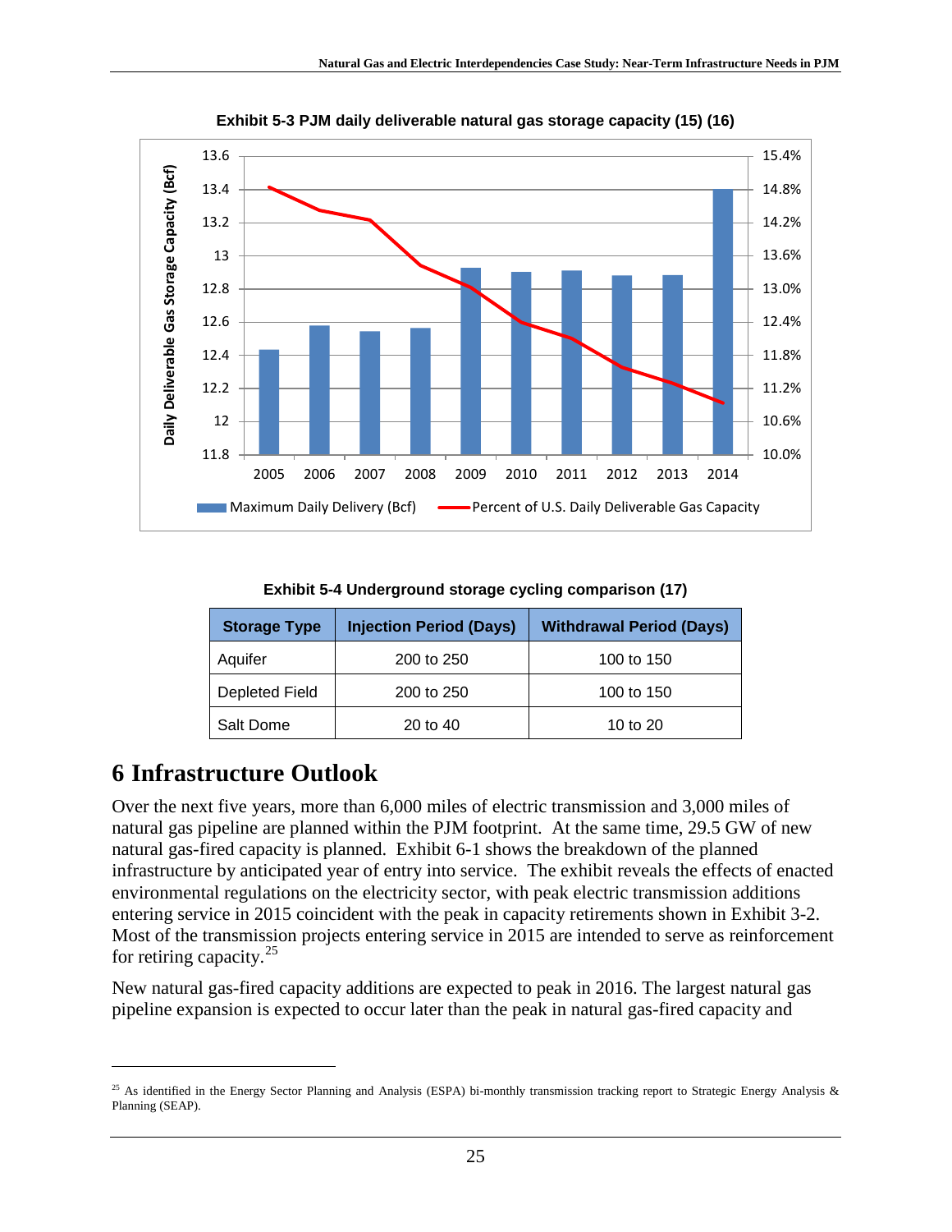**Exhibit 5-3 PJM daily deliverable natural gas storage capacity (15) (16)**

**Exhibit 5-4 Underground storage cycling comparison (17)**

| Storage Type | Injection Period (Days) | Withdrawal Period (Days) |
|---|---|---|
| Aquifer | 200 to 250 | 100 to 150 |
| Depleted Field | 200 to 250 | 100 to 150 |
| Salt Dome | 20 to 40 | 10 to 20 |

# 6 Infrastructure Outlook

Over the next five years, more than 6,000 miles of electric transmission and 3,000 miles of natural gas pipeline are planned within the PJM footprint. At the same time, 29.5 GW of new natural gas-fired capacity is planned. Exhibit 6-1 shows the breakdown of the planned infrastructure by anticipated year of entry into service. The exhibit reveals the effects of enacted environmental regulations on the electricity sector, with peak electric transmission additions entering service in 2015 coincident with the peak in capacity retirements shown in Exhibit 3-2. Most of the transmission projects entering service in 2015 are intended to serve as reinforcement for retiring capacity.[25]

New natural gas-fired capacity additions are expected to peak in 2016. The largest natural gas pipeline expansion is expected to occur later than the peak in natural gas-fired capacity and

[25] As identified in the Energy Sector Planning and Analysis (ESPA) bi-monthly transmission tracking report to Strategic Energy Analysis & Planning (SEAP).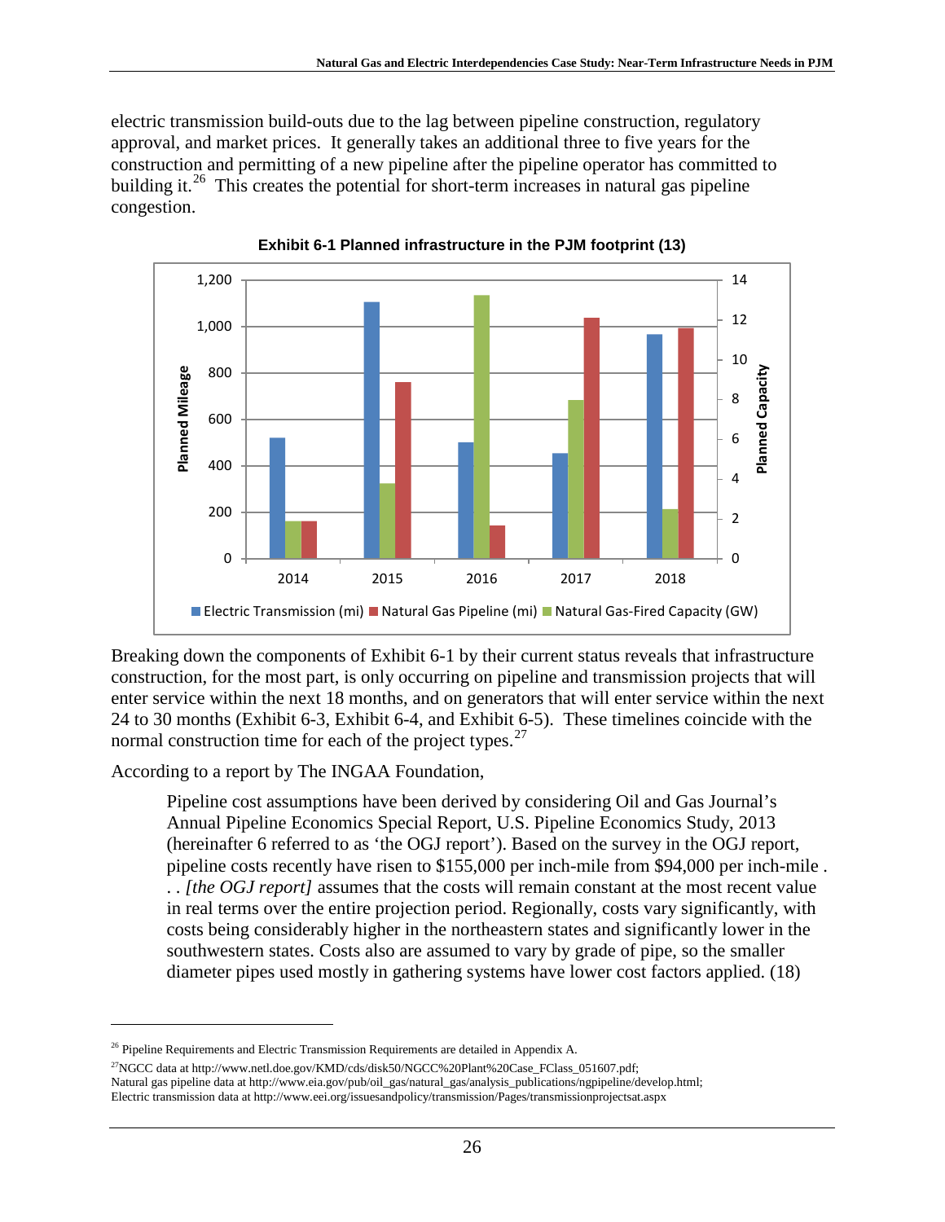electric transmission build-outs due to the lag between pipeline construction, regulatory approval, and market prices. It generally takes an additional three to five years for the construction and permitting of a new pipeline after the pipeline operator has committed to building it.[26] This creates the potential for short-term increases in natural gas pipeline congestion.

**Exhibit 6-1 Planned infrastructure in the PJM footprint (13)**

Breaking down the components of Exhibit 6-1 by their current status reveals that infrastructure construction, for the most part, is only occurring on pipeline and transmission projects that will enter service within the next 18 months, and on generators that will enter service within the next 24 to 30 months (Exhibit 6-3, Exhibit 6-4, and Exhibit 6-5). These timelines coincide with the normal construction time for each of the project types.[27]

According to a report by The INGAA Foundation,

> Pipeline cost assumptions have been derived by considering Oil and Gas Journal's Annual Pipeline Economics Special Report, U.S. Pipeline Economics Study, 2013 (hereinafter 6 referred to as 'the OGJ report'). Based on the survey in the OGJ report, pipeline costs recently have risen to $155,000 per inch-mile from $94,000 per inch-mile . . . *[the OGJ report]* assumes that the costs will remain constant at the most recent value in real terms over the entire projection period. Regionally, costs vary significantly, with costs being considerably higher in the northeastern states and significantly lower in the southwestern states. Costs also are assumed to vary by grade of pipe, so the smaller diameter pipes used mostly in gathering systems have lower cost factors applied. (18)

---

[26] Pipeline Requirements and Electric Transmission Requirements are detailed in Appendix A.

[27] NGCC data at http://www.netl.doe.gov/KMD/cds/disk50/NGCC%20Plant%20Case_FClass_051607.pdf;
Natural gas pipeline data at http://www.eia.gov/pub/oil_gas/natural_gas/analysis_publications/ngpipeline/develop.html;
Electric transmission data at http://www.eei.org/issuesandpolicy/transmission/Pages/transmissionprojectsat.aspx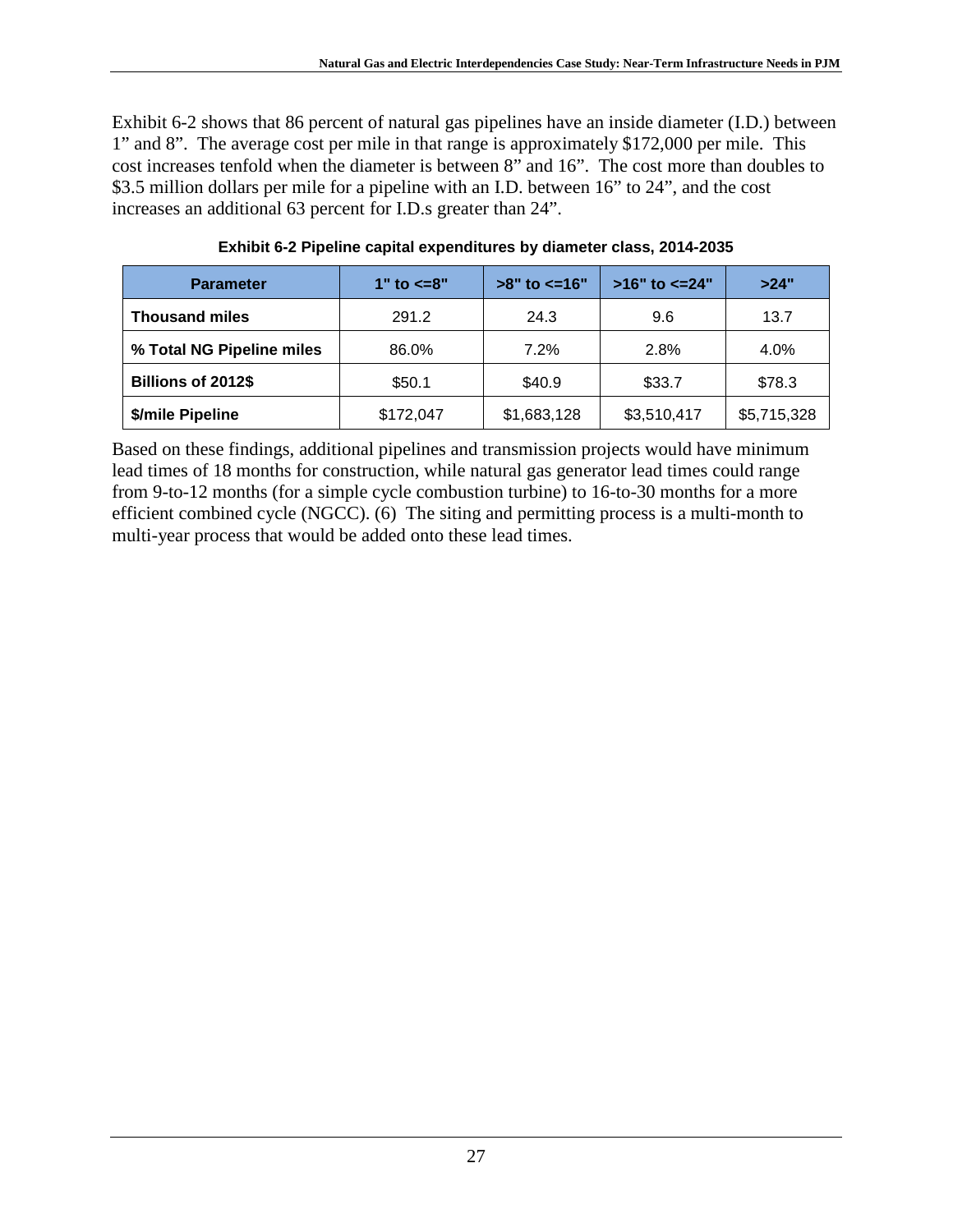Exhibit 6-2 shows that 86 percent of natural gas pipelines have an inside diameter (I.D.) between 1" and 8". The average cost per mile in that range is approximately $172,000 per mile. This cost increases tenfold when the diameter is between 8" and 16". The cost more than doubles to $3.5 million dollars per mile for a pipeline with an I.D. between 16" to 24", and the cost increases an additional 63 percent for I.D.s greater than 24".

**Exhibit 6-2 Pipeline capital expenditures by diameter class, 2014-2035**

| Parameter | 1" to <=8" | >8" to <=16" | >16" to <=24" | >24" |
|---|---|---|---|---|
| **Thousand miles** | 291.2 | 24.3 | 9.6 | 13.7 |
| **% Total NG Pipeline miles** | 86.0% | 7.2% | 2.8% | 4.0% |
| **Billions of 2012$** | $50.1 | $40.9 | $33.7 | $78.3 |
| **$/mile Pipeline** | $172,047 | $1,683,128 | $3,510,417 | $5,715,328 |

Based on these findings, additional pipelines and transmission projects would have minimum lead times of 18 months for construction, while natural gas generator lead times could range from 9-to-12 months (for a simple cycle combustion turbine) to 16-to-30 months for a more efficient combined cycle (NGCC). (6) The siting and permitting process is a multi-month to multi-year process that would be added onto these lead times.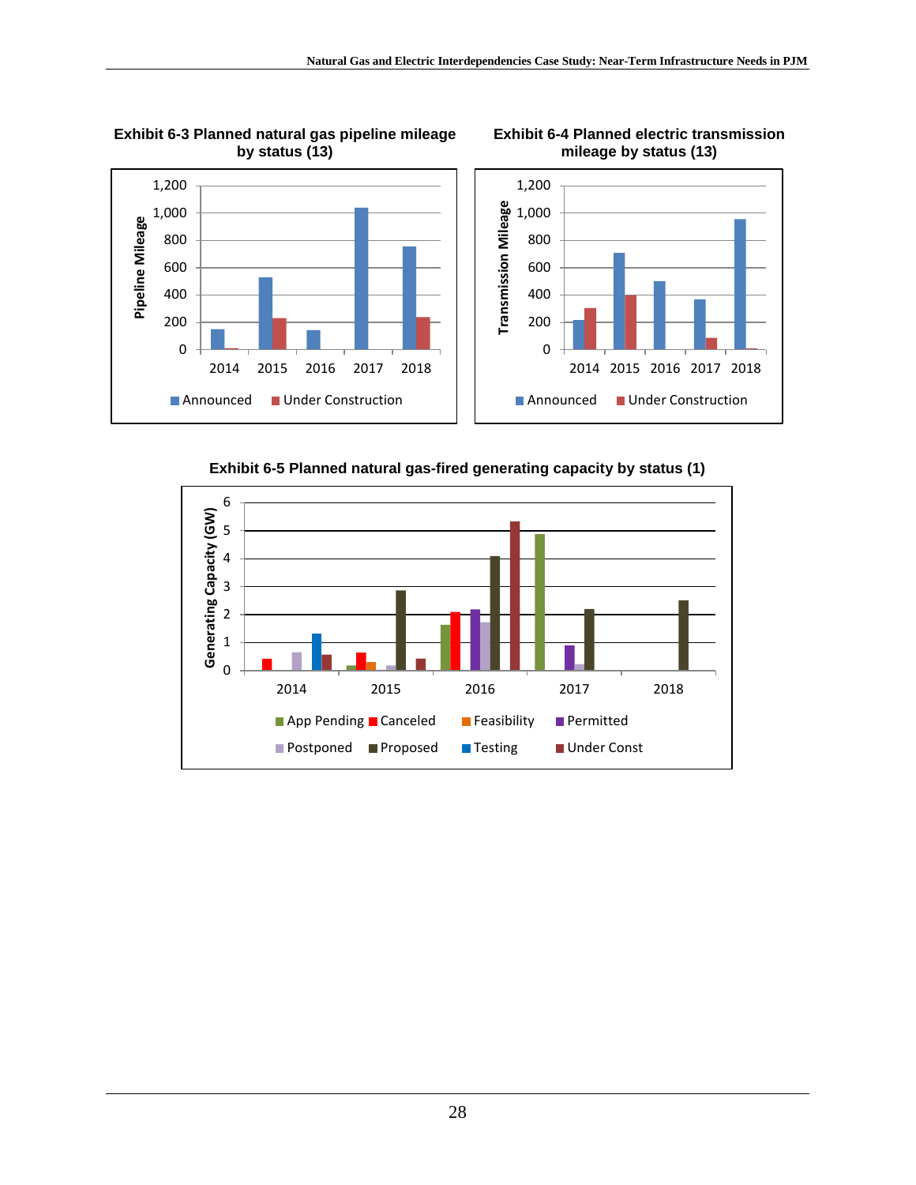**Exhibit 6-3 Planned natural gas pipeline mileage by status (13)**

**Exhibit 6-4 Planned electric transmission mileage by status (13)**

**Exhibit 6-5 Planned natural gas-fired generating capacity by status (1)**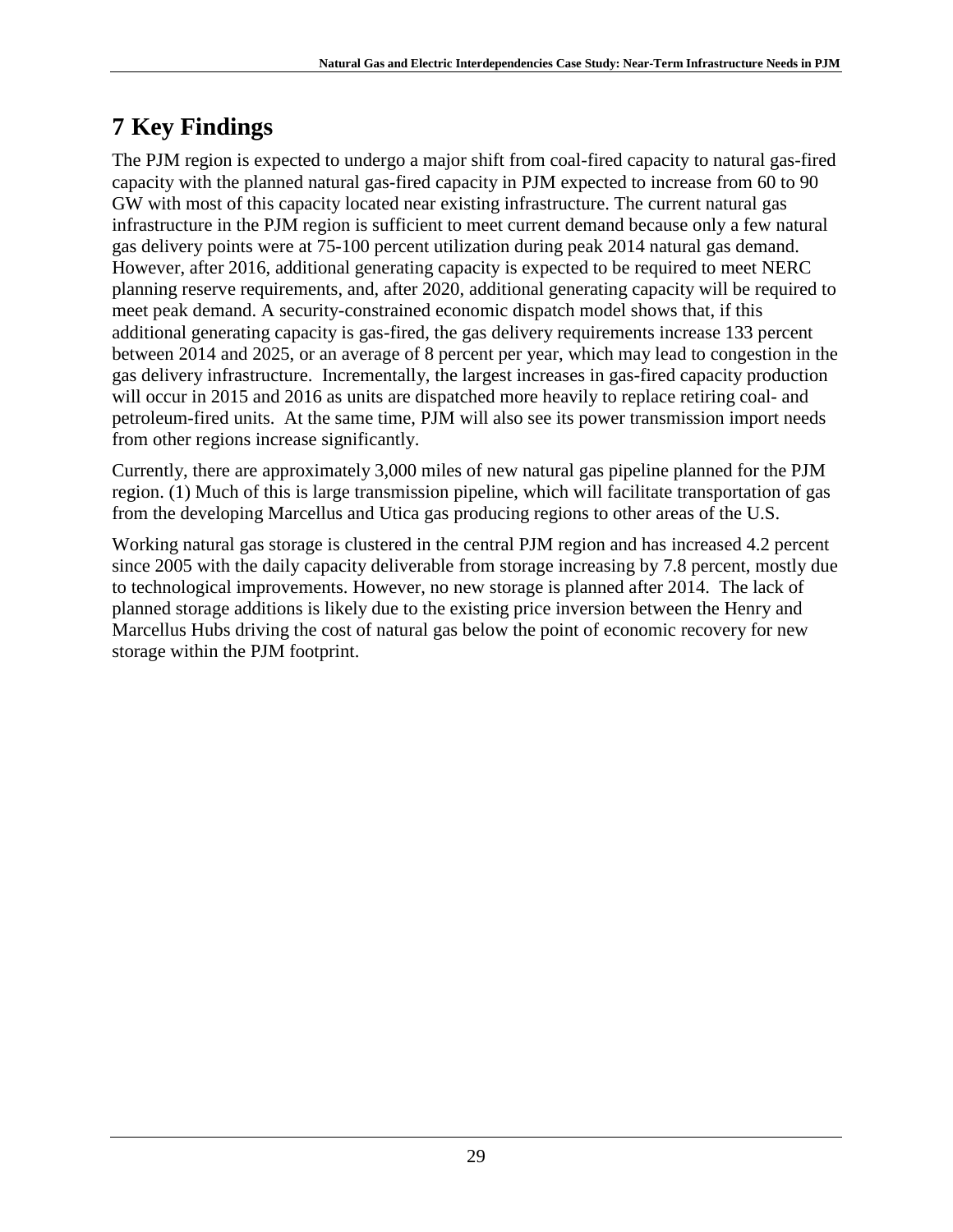# 7 Key Findings

The PJM region is expected to undergo a major shift from coal-fired capacity to natural gas-fired capacity with the planned natural gas-fired capacity in PJM expected to increase from 60 to 90 GW with most of this capacity located near existing infrastructure. The current natural gas infrastructure in the PJM region is sufficient to meet current demand because only a few natural gas delivery points were at 75-100 percent utilization during peak 2014 natural gas demand. However, after 2016, additional generating capacity is expected to be required to meet NERC planning reserve requirements, and, after 2020, additional generating capacity will be required to meet peak demand. A security-constrained economic dispatch model shows that, if this additional generating capacity is gas-fired, the gas delivery requirements increase 133 percent between 2014 and 2025, or an average of 8 percent per year, which may lead to congestion in the gas delivery infrastructure. Incrementally, the largest increases in gas-fired capacity production will occur in 2015 and 2016 as units are dispatched more heavily to replace retiring coal- and petroleum-fired units. At the same time, PJM will also see its power transmission import needs from other regions increase significantly.

Currently, there are approximately 3,000 miles of new natural gas pipeline planned for the PJM region. (1) Much of this is large transmission pipeline, which will facilitate transportation of gas from the developing Marcellus and Utica gas producing regions to other areas of the U.S.

Working natural gas storage is clustered in the central PJM region and has increased 4.2 percent since 2005 with the daily capacity deliverable from storage increasing by 7.8 percent, mostly due to technological improvements. However, no new storage is planned after 2014. The lack of planned storage additions is likely due to the existing price inversion between the Henry and Marcellus Hubs driving the cost of natural gas below the point of economic recovery for new storage within the PJM footprint.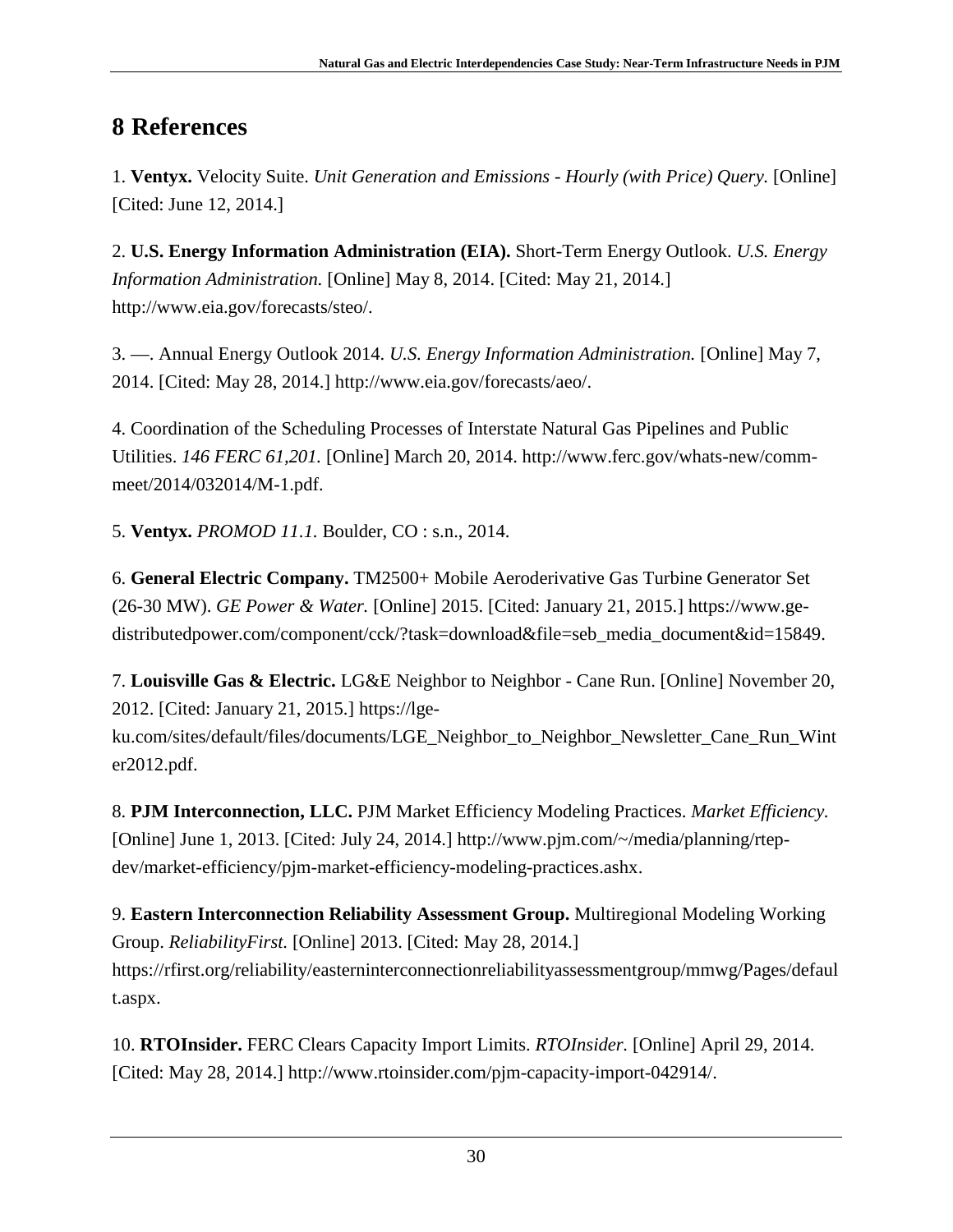# 8 References

1. **Ventyx.** Velocity Suite. *Unit Generation and Emissions - Hourly (with Price) Query.* [Online] [Cited: June 12, 2014.]

2. **U.S. Energy Information Administration (EIA).** Short-Term Energy Outlook. *U.S. Energy Information Administration.* [Online] May 8, 2014. [Cited: May 21, 2014.] http://www.eia.gov/forecasts/steo/.

3. —. Annual Energy Outlook 2014. *U.S. Energy Information Administration.* [Online] May 7, 2014. [Cited: May 28, 2014.] http://www.eia.gov/forecasts/aeo/.

4. Coordination of the Scheduling Processes of Interstate Natural Gas Pipelines and Public Utilities. *146 FERC 61,201.* [Online] March 20, 2014. http://www.ferc.gov/whats-new/comm-meet/2014/032014/M-1.pdf.

5. **Ventyx.** *PROMOD 11.1.* Boulder, CO : s.n., 2014.

6. **General Electric Company.** TM2500+ Mobile Aeroderivative Gas Turbine Generator Set (26-30 MW). *GE Power & Water.* [Online] 2015. [Cited: January 21, 2015.] https://www.ge-distributedpower.com/component/cck/?task=download&file=seb_media_document&id=15849.

7. **Louisville Gas & Electric.** LG&E Neighbor to Neighbor - Cane Run. [Online] November 20, 2012. [Cited: January 21, 2015.] https://lge-ku.com/sites/default/files/documents/LGE_Neighbor_to_Neighbor_Newsletter_Cane_Run_Winter2012.pdf.

8. **PJM Interconnection, LLC.** PJM Market Efficiency Modeling Practices. *Market Efficiency.* [Online] June 1, 2013. [Cited: July 24, 2014.] http://www.pjm.com/~/media/planning/rtep-dev/market-efficiency/pjm-market-efficiency-modeling-practices.ashx.

9. **Eastern Interconnection Reliability Assessment Group.** Multiregional Modeling Working Group. *ReliabilityFirst.* [Online] 2013. [Cited: May 28, 2014.] https://rfirst.org/reliability/easterninterconnectionreliabilityassessmentgroup/mmwg/Pages/default.aspx.

10. **RTOInsider.** FERC Clears Capacity Import Limits. *RTOInsider.* [Online] April 29, 2014. [Cited: May 28, 2014.] http://www.rtoinsider.com/pjm-capacity-import-042914/.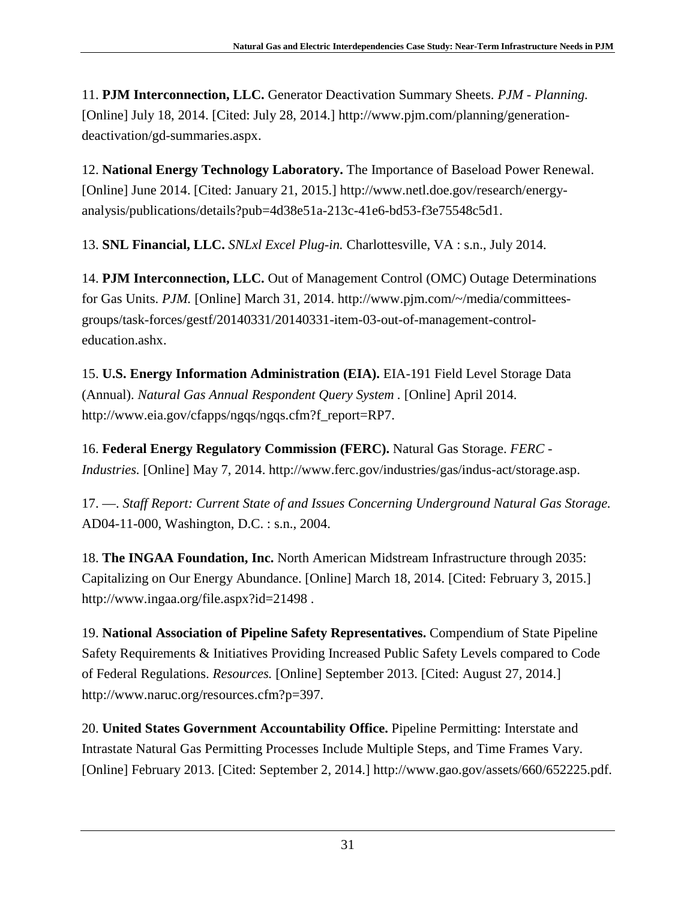11. **PJM Interconnection, LLC.** Generator Deactivation Summary Sheets. *PJM - Planning.* [Online] July 18, 2014. [Cited: July 28, 2014.] http://www.pjm.com/planning/generation-deactivation/gd-summaries.aspx.

12. **National Energy Technology Laboratory.** The Importance of Baseload Power Renewal. [Online] June 2014. [Cited: January 21, 2015.] http://www.netl.doe.gov/research/energy-analysis/publications/details?pub=4d38e51a-213c-41e6-bd53-f3e75548c5d1.

13. **SNL Financial, LLC.** *SNLxl Excel Plug-in.* Charlottesville, VA : s.n., July 2014.

14. **PJM Interconnection, LLC.** Out of Management Control (OMC) Outage Determinations for Gas Units. *PJM.* [Online] March 31, 2014. http://www.pjm.com/~/media/committees-groups/task-forces/gestf/20140331/20140331-item-03-out-of-management-control-education.ashx.

15. **U.S. Energy Information Administration (EIA).** EIA-191 Field Level Storage Data (Annual). *Natural Gas Annual Respondent Query System* . [Online] April 2014. http://www.eia.gov/cfapps/ngqs/ngqs.cfm?f_report=RP7.

16. **Federal Energy Regulatory Commission (FERC).** Natural Gas Storage. *FERC - Industries.* [Online] May 7, 2014. http://www.ferc.gov/industries/gas/indus-act/storage.asp.

17. —. *Staff Report: Current State of and Issues Concerning Underground Natural Gas Storage.* AD04-11-000, Washington, D.C. : s.n., 2004.

18. **The INGAA Foundation, Inc.** North American Midstream Infrastructure through 2035: Capitalizing on Our Energy Abundance. [Online] March 18, 2014. [Cited: February 3, 2015.] http://www.ingaa.org/file.aspx?id=21498 .

19. **National Association of Pipeline Safety Representatives.** Compendium of State Pipeline Safety Requirements & Initiatives Providing Increased Public Safety Levels compared to Code of Federal Regulations. *Resources.* [Online] September 2013. [Cited: August 27, 2014.] http://www.naruc.org/resources.cfm?p=397.

20. **United States Government Accountability Office.** Pipeline Permitting: Interstate and Intrastate Natural Gas Permitting Processes Include Multiple Steps, and Time Frames Vary. [Online] February 2013. [Cited: September 2, 2014.] http://www.gao.gov/assets/660/652225.pdf.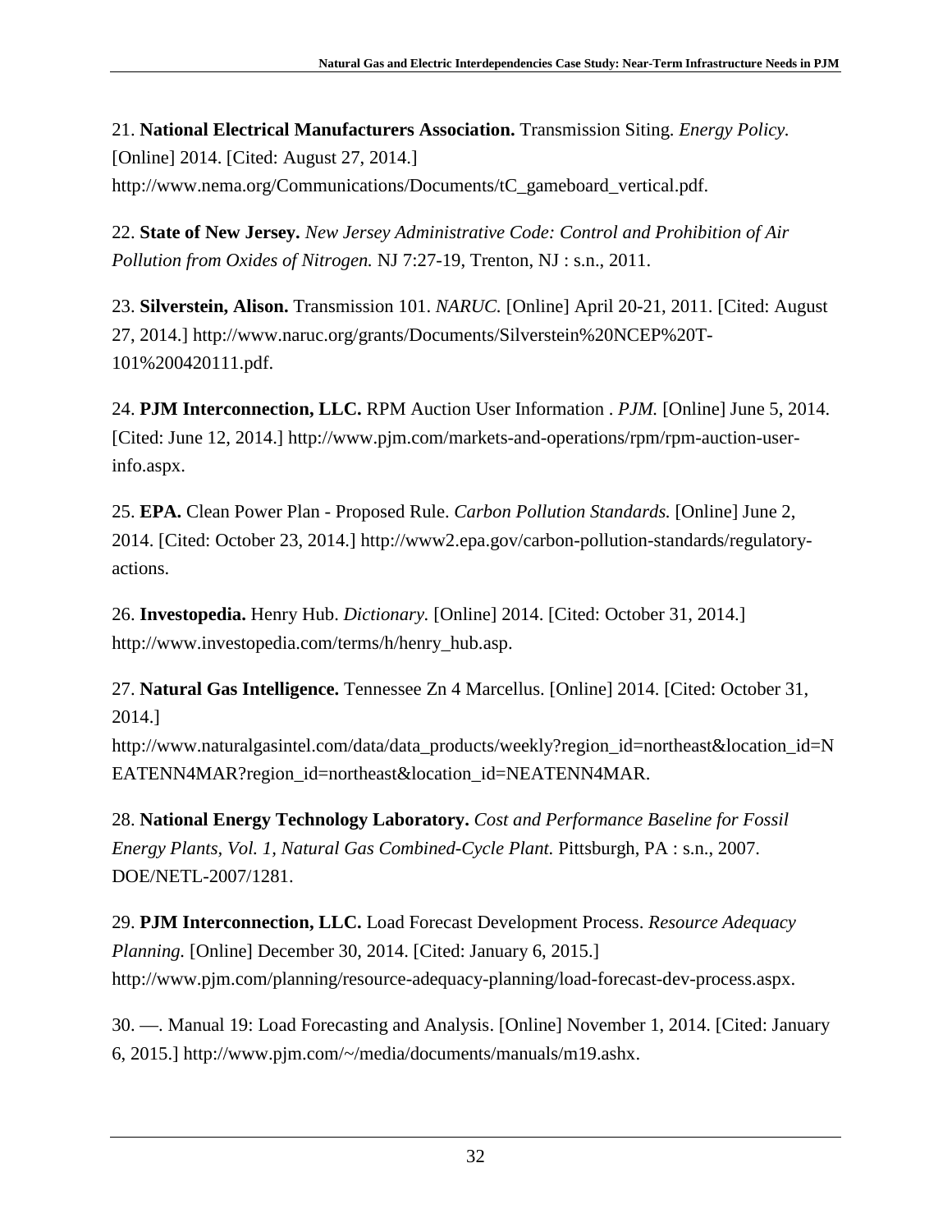21. **National Electrical Manufacturers Association.** Transmission Siting. *Energy Policy.* [Online] 2014. [Cited: August 27, 2014.] http://www.nema.org/Communications/Documents/tC_gameboard_vertical.pdf.

22. **State of New Jersey.** *New Jersey Administrative Code: Control and Prohibition of Air Pollution from Oxides of Nitrogen.* NJ 7:27-19, Trenton, NJ : s.n., 2011.

23. **Silverstein, Alison.** Transmission 101. *NARUC.* [Online] April 20-21, 2011. [Cited: August 27, 2014.] http://www.naruc.org/grants/Documents/Silverstein%20NCEP%20T-101%200420111.pdf.

24. **PJM Interconnection, LLC.** RPM Auction User Information . *PJM.* [Online] June 5, 2014. [Cited: June 12, 2014.] http://www.pjm.com/markets-and-operations/rpm/rpm-auction-user-info.aspx.

25. **EPA.** Clean Power Plan - Proposed Rule. *Carbon Pollution Standards.* [Online] June 2, 2014. [Cited: October 23, 2014.] http://www2.epa.gov/carbon-pollution-standards/regulatory-actions.

26. **Investopedia.** Henry Hub. *Dictionary.* [Online] 2014. [Cited: October 31, 2014.] http://www.investopedia.com/terms/h/henry_hub.asp.

27. **Natural Gas Intelligence.** Tennessee Zn 4 Marcellus. [Online] 2014. [Cited: October 31, 2014.] http://www.naturalgasintel.com/data/data_products/weekly?region_id=northeast&location_id=NEATENN4MAR?region_id=northeast&location_id=NEATENN4MAR.

28. **National Energy Technology Laboratory.** *Cost and Performance Baseline for Fossil Energy Plants, Vol. 1, Natural Gas Combined-Cycle Plant.* Pittsburgh, PA : s.n., 2007. DOE/NETL-2007/1281.

29. **PJM Interconnection, LLC.** Load Forecast Development Process. *Resource Adequacy Planning.* [Online] December 30, 2014. [Cited: January 6, 2015.] http://www.pjm.com/planning/resource-adequacy-planning/load-forecast-dev-process.aspx.

30. —. Manual 19: Load Forecasting and Analysis. [Online] November 1, 2014. [Cited: January 6, 2015.] http://www.pjm.com/~/media/documents/manuals/m19.ashx.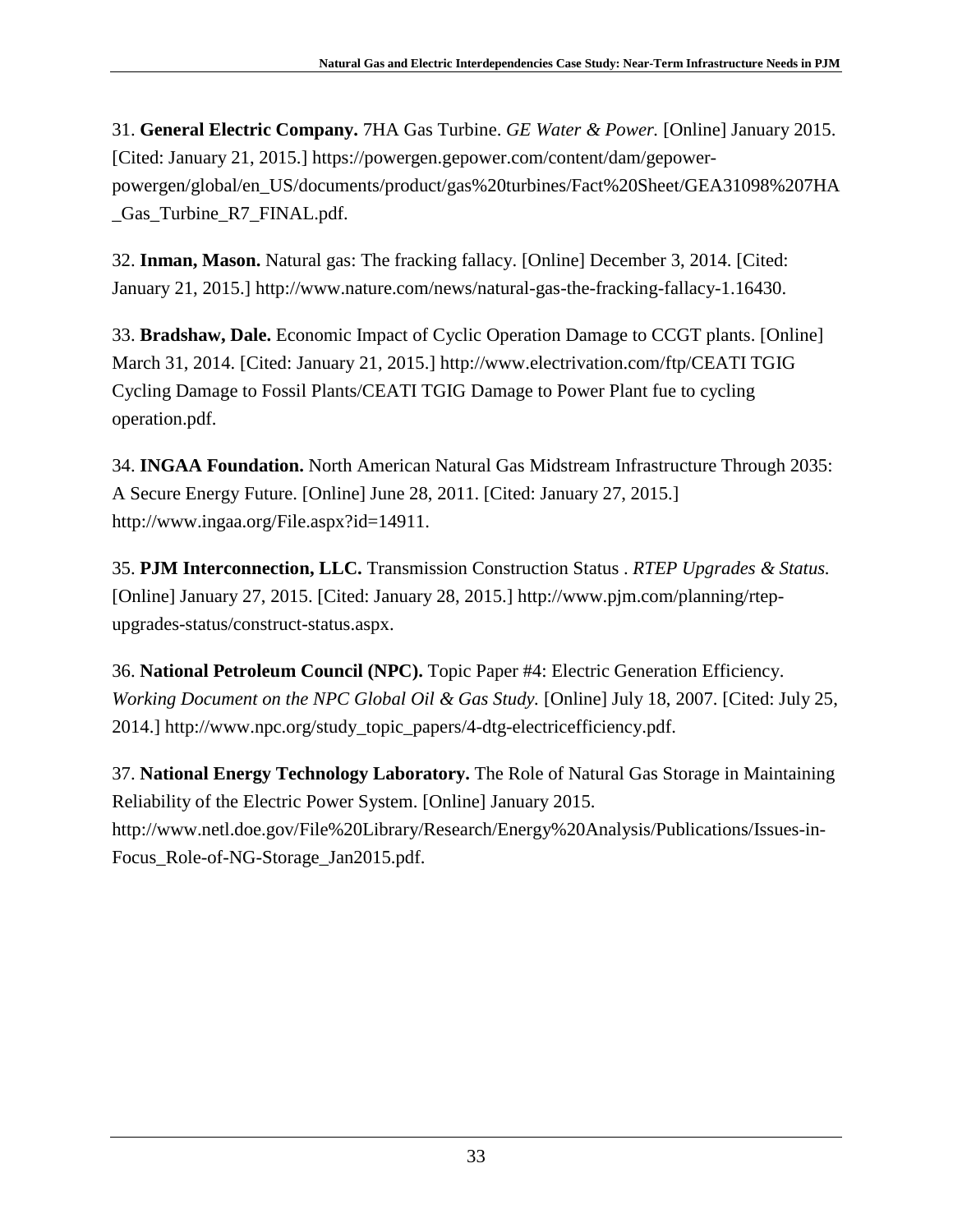31. **General Electric Company.** 7HA Gas Turbine. *GE Water & Power.* [Online] January 2015. [Cited: January 21, 2015.] https://powergen.gepower.com/content/dam/gepower-powergen/global/en_US/documents/product/gas%20turbines/Fact%20Sheet/GEA31098%207HA_Gas_Turbine_R7_FINAL.pdf.

32. **Inman, Mason.** Natural gas: The fracking fallacy. [Online] December 3, 2014. [Cited: January 21, 2015.] http://www.nature.com/news/natural-gas-the-fracking-fallacy-1.16430.

33. **Bradshaw, Dale.** Economic Impact of Cyclic Operation Damage to CCGT plants. [Online] March 31, 2014. [Cited: January 21, 2015.] http://www.electrivation.com/ftp/CEATI TGIG Cycling Damage to Fossil Plants/CEATI TGIG Damage to Power Plant fue to cycling operation.pdf.

34. **INGAA Foundation.** North American Natural Gas Midstream Infrastructure Through 2035: A Secure Energy Future. [Online] June 28, 2011. [Cited: January 27, 2015.] http://www.ingaa.org/File.aspx?id=14911.

35. **PJM Interconnection, LLC.** Transmission Construction Status . *RTEP Upgrades & Status.* [Online] January 27, 2015. [Cited: January 28, 2015.] http://www.pjm.com/planning/rtep-upgrades-status/construct-status.aspx.

36. **National Petroleum Council (NPC).** Topic Paper #4: Electric Generation Efficiency. *Working Document on the NPC Global Oil & Gas Study.* [Online] July 18, 2007. [Cited: July 25, 2014.] http://www.npc.org/study_topic_papers/4-dtg-electricefficiency.pdf.

37. **National Energy Technology Laboratory.** The Role of Natural Gas Storage in Maintaining Reliability of the Electric Power System. [Online] January 2015. http://www.netl.doe.gov/File%20Library/Research/Energy%20Analysis/Publications/Issues-in-Focus_Role-of-NG-Storage_Jan2015.pdf.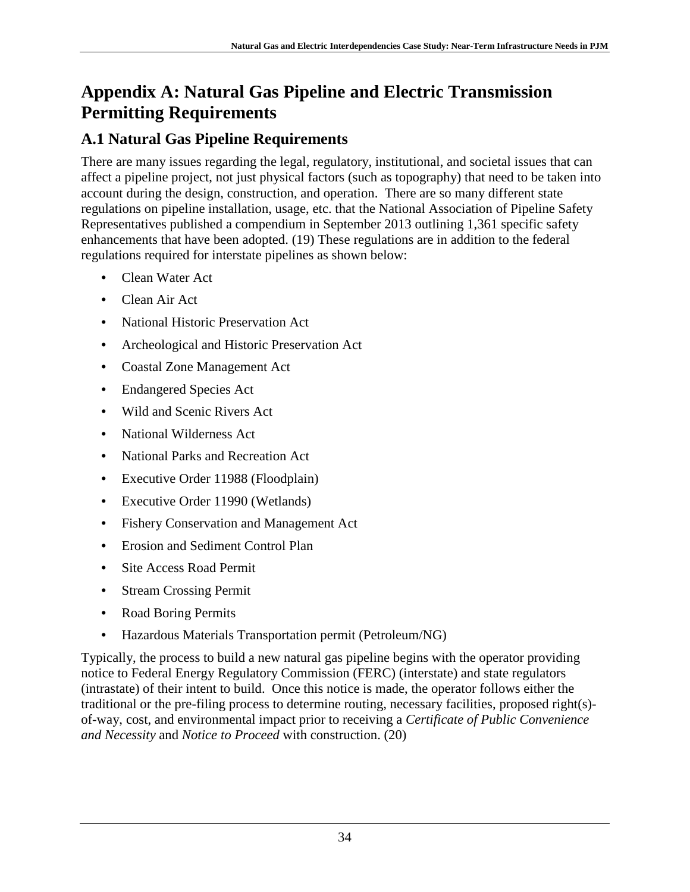# Appendix A: Natural Gas Pipeline and Electric Transmission Permitting Requirements

## A.1 Natural Gas Pipeline Requirements

There are many issues regarding the legal, regulatory, institutional, and societal issues that can affect a pipeline project, not just physical factors (such as topography) that need to be taken into account during the design, construction, and operation. There are so many different state regulations on pipeline installation, usage, etc. that the National Association of Pipeline Safety Representatives published a compendium in September 2013 outlining 1,361 specific safety enhancements that have been adopted. (19) These regulations are in addition to the federal regulations required for interstate pipelines as shown below:

- Clean Water Act
- Clean Air Act
- National Historic Preservation Act
- Archeological and Historic Preservation Act
- Coastal Zone Management Act
- Endangered Species Act
- Wild and Scenic Rivers Act
- National Wilderness Act
- National Parks and Recreation Act
- Executive Order 11988 (Floodplain)
- Executive Order 11990 (Wetlands)
- Fishery Conservation and Management Act
- Erosion and Sediment Control Plan
- Site Access Road Permit
- Stream Crossing Permit
- Road Boring Permits
- Hazardous Materials Transportation permit (Petroleum/NG)

Typically, the process to build a new natural gas pipeline begins with the operator providing notice to Federal Energy Regulatory Commission (FERC) (interstate) and state regulators (intrastate) of their intent to build. Once this notice is made, the operator follows either the traditional or the pre-filing process to determine routing, necessary facilities, proposed right(s)-of-way, cost, and environmental impact prior to receiving a *Certificate of Public Convenience and Necessity* and *Notice to Proceed* with construction. (20)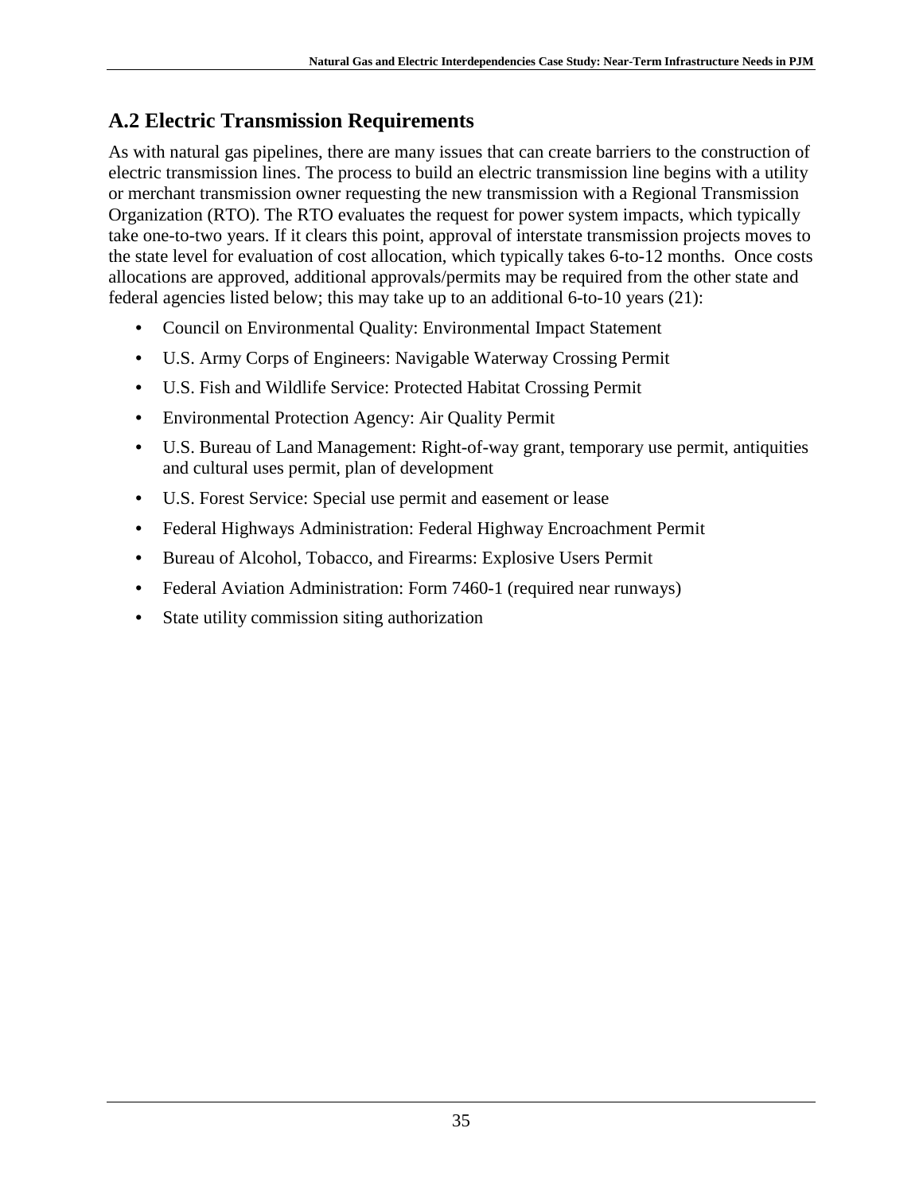## A.2 Electric Transmission Requirements

As with natural gas pipelines, there are many issues that can create barriers to the construction of electric transmission lines. The process to build an electric transmission line begins with a utility or merchant transmission owner requesting the new transmission with a Regional Transmission Organization (RTO). The RTO evaluates the request for power system impacts, which typically take one-to-two years. If it clears this point, approval of interstate transmission projects moves to the state level for evaluation of cost allocation, which typically takes 6-to-12 months. Once costs allocations are approved, additional approvals/permits may be required from the other state and federal agencies listed below; this may take up to an additional 6-to-10 years (21):

- Council on Environmental Quality: Environmental Impact Statement
- U.S. Army Corps of Engineers: Navigable Waterway Crossing Permit
- U.S. Fish and Wildlife Service: Protected Habitat Crossing Permit
- Environmental Protection Agency: Air Quality Permit
- U.S. Bureau of Land Management: Right-of-way grant, temporary use permit, antiquities and cultural uses permit, plan of development
- U.S. Forest Service: Special use permit and easement or lease
- Federal Highways Administration: Federal Highway Encroachment Permit
- Bureau of Alcohol, Tobacco, and Firearms: Explosive Users Permit
- Federal Aviation Administration: Form 7460-1 (required near runways)
- State utility commission siting authorization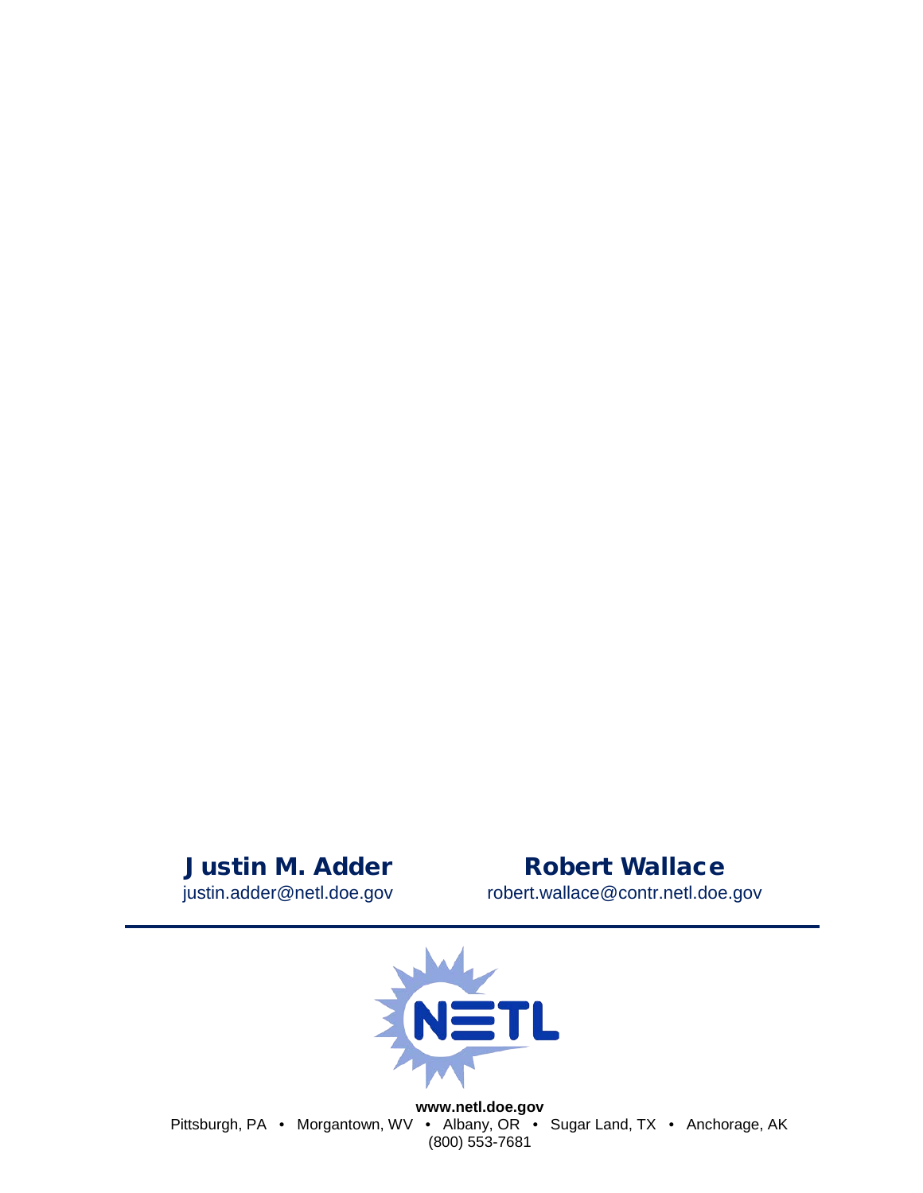**Justin M. Adder**
justin.adder@netl.doe.gov

**Robert Wallace**
robert.wallace@contr.netl.doe.gov

---

NETL

**www.netl.doe.gov**
Pittsburgh, PA • Morgantown, WV • Albany, OR • Sugar Land, TX • Anchorage, AK
(800) 553-7681